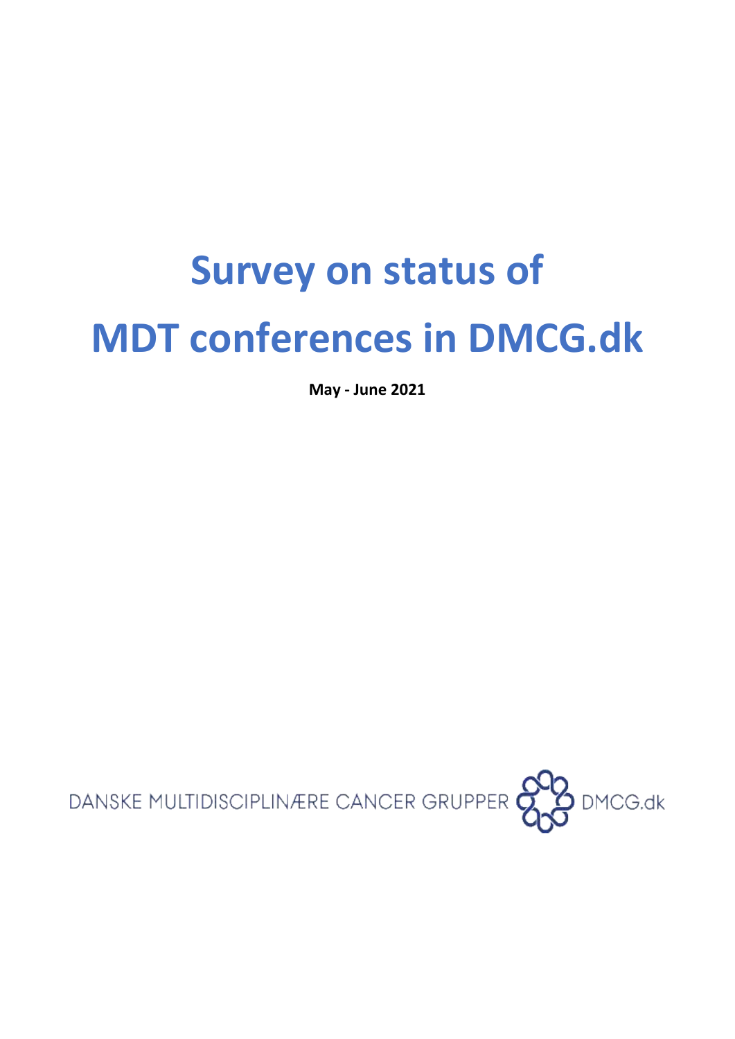# Survey on status of MDT conferences in DMCG.dk

**May - June 2021**

DANSKE MULTIDISCIPLINÆRE CANCER GRUPPER DMCG.dk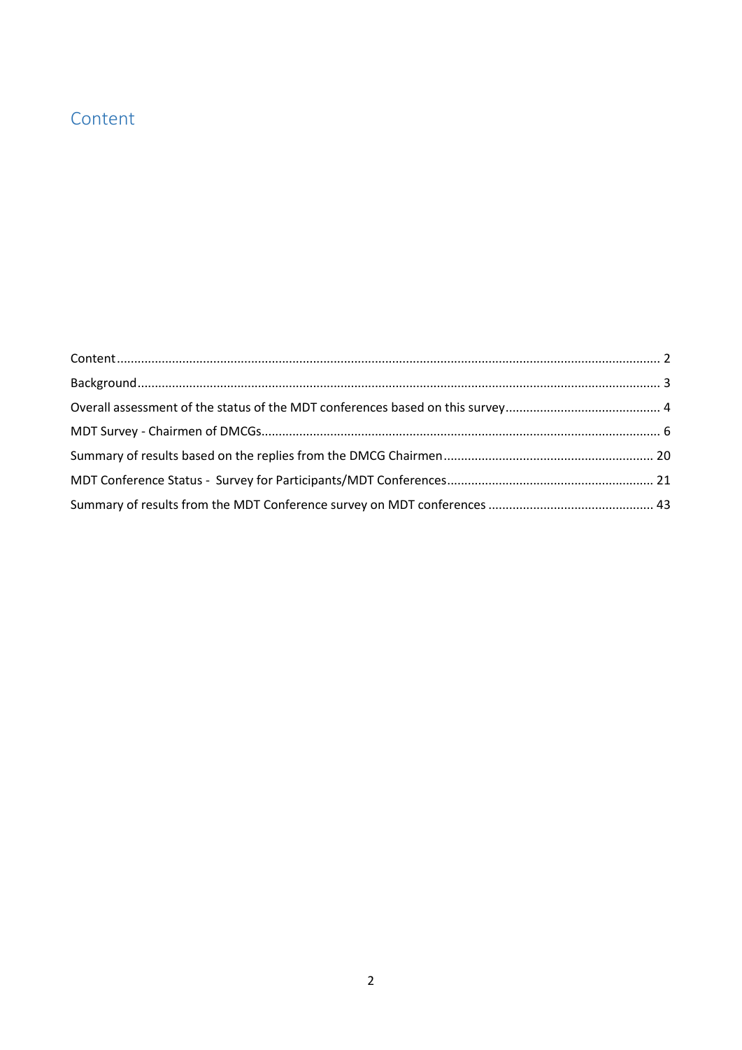# Content

Content ..... 2

Background ..... 3

Overall assessment of the status of the MDT conferences based on this survey ..... 4

MDT Survey - Chairmen of DMCGs ..... 6

Summary of results based on the replies from the DMCG Chairmen ..... 20

MDT Conference Status - Survey for Participants/MDT Conferences ..... 21

Summary of results from the MDT Conference survey on MDT conferences ..... 43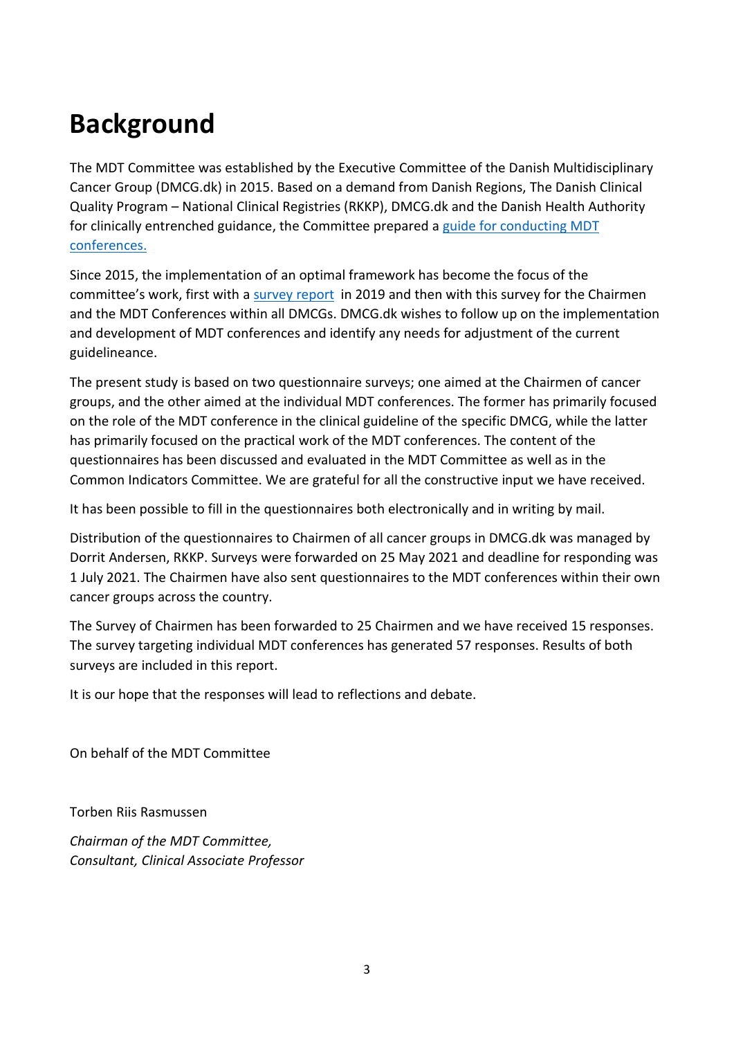# Background

The MDT Committee was established by the Executive Committee of the Danish Multidisciplinary Cancer Group (DMCG.dk) in 2015. Based on a demand from Danish Regions, The Danish Clinical Quality Program – National Clinical Registries (RKKP), DMCG.dk and the Danish Health Authority for clinically entrenched guidance, the Committee prepared a guide for conducting MDT conferences.

Since 2015, the implementation of an optimal framework has become the focus of the committee's work, first with a survey report in 2019 and then with this survey for the Chairmen and the MDT Conferences within all DMCGs. DMCG.dk wishes to follow up on the implementation and development of MDT conferences and identify any needs for adjustment of the current guidelineance.

The present study is based on two questionnaire surveys; one aimed at the Chairmen of cancer groups, and the other aimed at the individual MDT conferences. The former has primarily focused on the role of the MDT conference in the clinical guideline of the specific DMCG, while the latter has primarily focused on the practical work of the MDT conferences. The content of the questionnaires has been discussed and evaluated in the MDT Committee as well as in the Common Indicators Committee. We are grateful for all the constructive input we have received.

It has been possible to fill in the questionnaires both electronically and in writing by mail.

Distribution of the questionnaires to Chairmen of all cancer groups in DMCG.dk was managed by Dorrit Andersen, RKKP. Surveys were forwarded on 25 May 2021 and deadline for responding was 1 July 2021. The Chairmen have also sent questionnaires to the MDT conferences within their own cancer groups across the country.

The Survey of Chairmen has been forwarded to 25 Chairmen and we have received 15 responses. The survey targeting individual MDT conferences has generated 57 responses. Results of both surveys are included in this report.

It is our hope that the responses will lead to reflections and debate.

On behalf of the MDT Committee

Torben Riis Rasmussen

*Chairman of the MDT Committee,*
*Consultant, Clinical Associate Professor*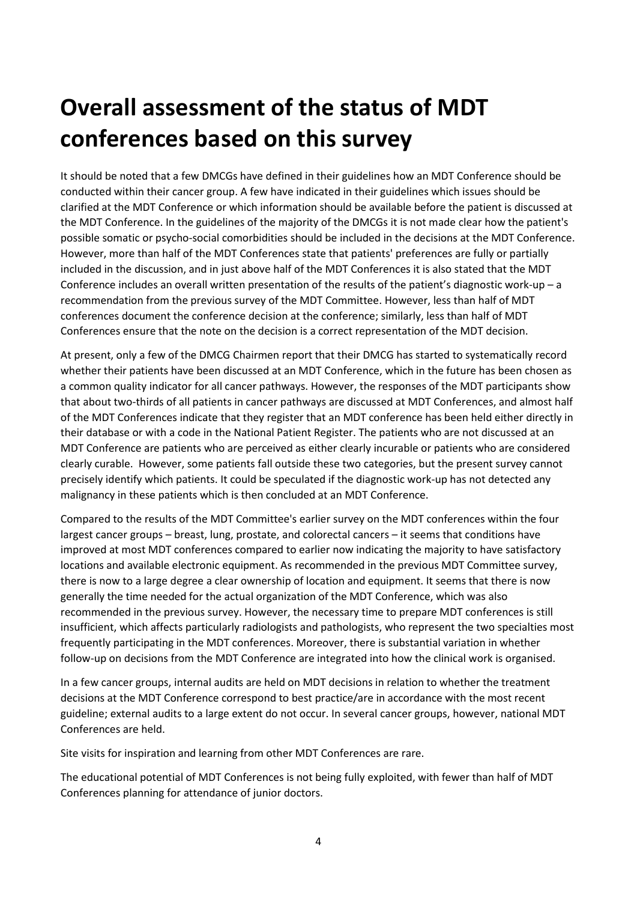# Overall assessment of the status of MDT conferences based on this survey

It should be noted that a few DMCGs have defined in their guidelines how an MDT Conference should be conducted within their cancer group. A few have indicated in their guidelines which issues should be clarified at the MDT Conference or which information should be available before the patient is discussed at the MDT Conference. In the guidelines of the majority of the DMCGs it is not made clear how the patient's possible somatic or psycho-social comorbidities should be included in the decisions at the MDT Conference. However, more than half of the MDT Conferences state that patients' preferences are fully or partially included in the discussion, and in just above half of the MDT Conferences it is also stated that the MDT Conference includes an overall written presentation of the results of the patient's diagnostic work-up – a recommendation from the previous survey of the MDT Committee. However, less than half of MDT conferences document the conference decision at the conference; similarly, less than half of MDT Conferences ensure that the note on the decision is a correct representation of the MDT decision.

At present, only a few of the DMCG Chairmen report that their DMCG has started to systematically record whether their patients have been discussed at an MDT Conference, which in the future has been chosen as a common quality indicator for all cancer pathways. However, the responses of the MDT participants show that about two-thirds of all patients in cancer pathways are discussed at MDT Conferences, and almost half of the MDT Conferences indicate that they register that an MDT conference has been held either directly in their database or with a code in the National Patient Register. The patients who are not discussed at an MDT Conference are patients who are perceived as either clearly incurable or patients who are considered clearly curable. However, some patients fall outside these two categories, but the present survey cannot precisely identify which patients. It could be speculated if the diagnostic work-up has not detected any malignancy in these patients which is then concluded at an MDT Conference.

Compared to the results of the MDT Committee's earlier survey on the MDT conferences within the four largest cancer groups – breast, lung, prostate, and colorectal cancers – it seems that conditions have improved at most MDT conferences compared to earlier now indicating the majority to have satisfactory locations and available electronic equipment. As recommended in the previous MDT Committee survey, there is now to a large degree a clear ownership of location and equipment. It seems that there is now generally the time needed for the actual organization of the MDT Conference, which was also recommended in the previous survey. However, the necessary time to prepare MDT conferences is still insufficient, which affects particularly radiologists and pathologists, who represent the two specialties most frequently participating in the MDT conferences. Moreover, there is substantial variation in whether follow-up on decisions from the MDT Conference are integrated into how the clinical work is organised.

In a few cancer groups, internal audits are held on MDT decisions in relation to whether the treatment decisions at the MDT Conference correspond to best practice/are in accordance with the most recent guideline; external audits to a large extent do not occur. In several cancer groups, however, national MDT Conferences are held.

Site visits for inspiration and learning from other MDT Conferences are rare.

The educational potential of MDT Conferences is not being fully exploited, with fewer than half of MDT Conferences planning for attendance of junior doctors.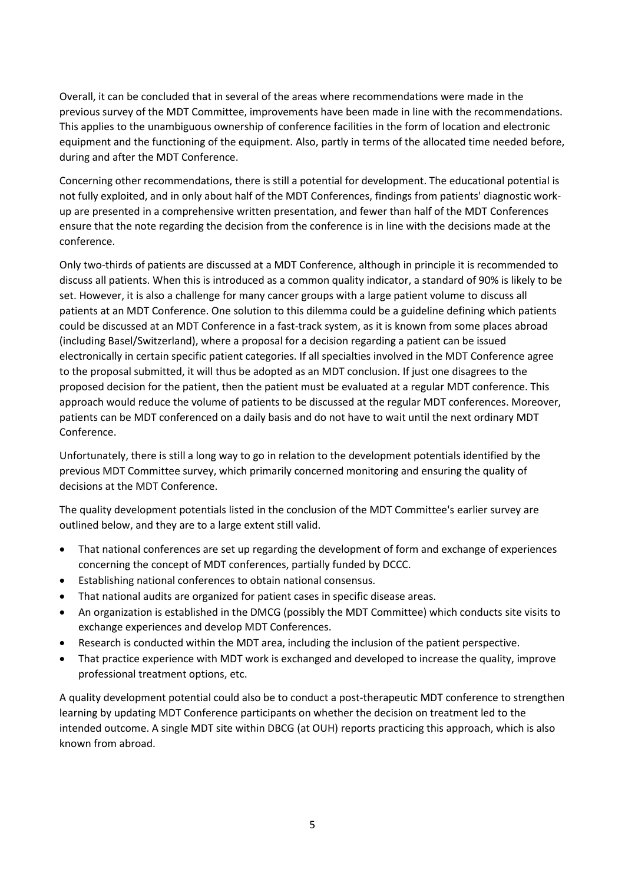Overall, it can be concluded that in several of the areas where recommendations were made in the previous survey of the MDT Committee, improvements have been made in line with the recommendations. This applies to the unambiguous ownership of conference facilities in the form of location and electronic equipment and the functioning of the equipment. Also, partly in terms of the allocated time needed before, during and after the MDT Conference.

Concerning other recommendations, there is still a potential for development. The educational potential is not fully exploited, and in only about half of the MDT Conferences, findings from patients' diagnostic work-up are presented in a comprehensive written presentation, and fewer than half of the MDT Conferences ensure that the note regarding the decision from the conference is in line with the decisions made at the conference.

Only two-thirds of patients are discussed at a MDT Conference, although in principle it is recommended to discuss all patients. When this is introduced as a common quality indicator, a standard of 90% is likely to be set. However, it is also a challenge for many cancer groups with a large patient volume to discuss all patients at an MDT Conference. One solution to this dilemma could be a guideline defining which patients could be discussed at an MDT Conference in a fast-track system, as it is known from some places abroad (including Basel/Switzerland), where a proposal for a decision regarding a patient can be issued electronically in certain specific patient categories. If all specialties involved in the MDT Conference agree to the proposal submitted, it will thus be adopted as an MDT conclusion. If just one disagrees to the proposed decision for the patient, then the patient must be evaluated at a regular MDT conference. This approach would reduce the volume of patients to be discussed at the regular MDT conferences. Moreover, patients can be MDT conferenced on a daily basis and do not have to wait until the next ordinary MDT Conference.

Unfortunately, there is still a long way to go in relation to the development potentials identified by the previous MDT Committee survey, which primarily concerned monitoring and ensuring the quality of decisions at the MDT Conference.

The quality development potentials listed in the conclusion of the MDT Committee's earlier survey are outlined below, and they are to a large extent still valid.

- That national conferences are set up regarding the development of form and exchange of experiences concerning the concept of MDT conferences, partially funded by DCCC.
- Establishing national conferences to obtain national consensus.
- That national audits are organized for patient cases in specific disease areas.
- An organization is established in the DMCG (possibly the MDT Committee) which conducts site visits to exchange experiences and develop MDT Conferences.
- Research is conducted within the MDT area, including the inclusion of the patient perspective.
- That practice experience with MDT work is exchanged and developed to increase the quality, improve professional treatment options, etc.

A quality development potential could also be to conduct a post-therapeutic MDT conference to strengthen learning by updating MDT Conference participants on whether the decision on treatment led to the intended outcome. A single MDT site within DBCG (at OUH) reports practicing this approach, which is also known from abroad.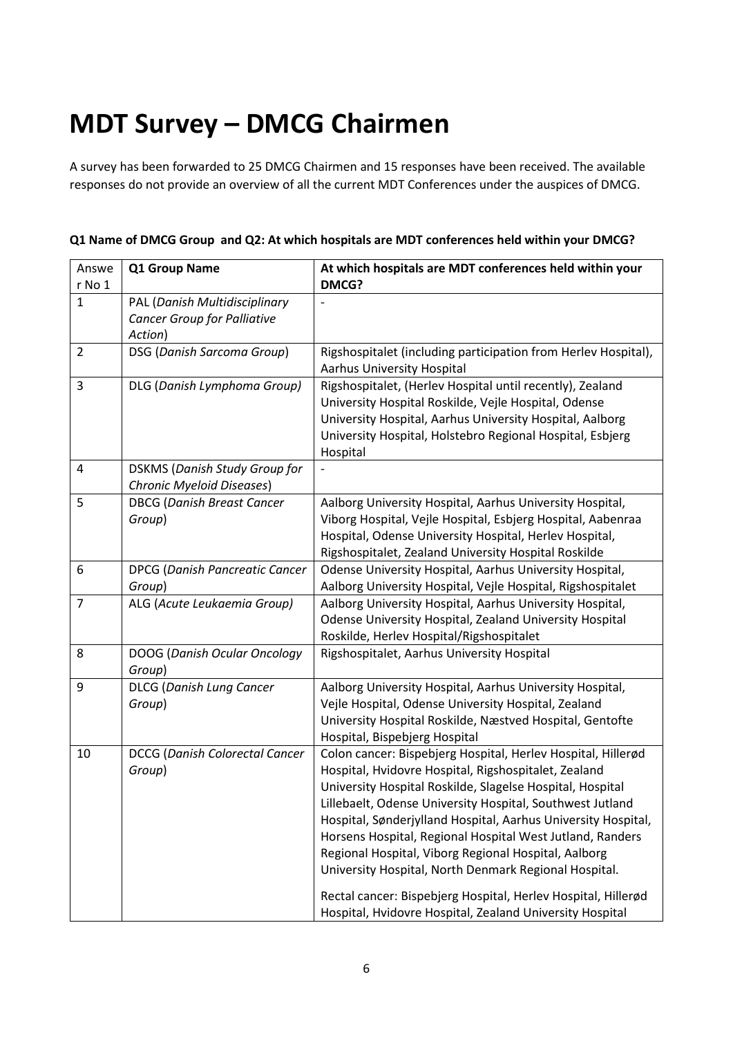# MDT Survey – DMCG Chairmen

A survey has been forwarded to 25 DMCG Chairmen and 15 responses have been received. The available responses do not provide an overview of all the current MDT Conferences under the auspices of DMCG.

**Q1 Name of DMCG Group and Q2: At which hospitals are MDT conferences held within your DMCG?**

| Answer No 1 | Q1 Group Name | At which hospitals are MDT conferences held within your DMCG? |
|---|---|---|
| 1 | PAL (*Danish Multidisciplinary Cancer Group for Palliative Action*) | - |
| 2 | DSG (*Danish Sarcoma Group*) | Rigshospitalet (including participation from Herlev Hospital), Aarhus University Hospital |
| 3 | DLG (*Danish Lymphoma Group)* | Rigshospitalet, (Herlev Hospital until recently), Zealand University Hospital Roskilde, Vejle Hospital, Odense University Hospital, Aarhus University Hospital, Aalborg University Hospital, Holstebro Regional Hospital, Esbjerg Hospital |
| 4 | DSKMS (*Danish Study Group for Chronic Myeloid Diseases*) | - |
| 5 | DBCG (*Danish Breast Cancer Group*) | Aalborg University Hospital, Aarhus University Hospital, Viborg Hospital, Vejle Hospital, Esbjerg Hospital, Aabenraa Hospital, Odense University Hospital, Herlev Hospital, Rigshospitalet, Zealand University Hospital Roskilde |
| 6 | DPCG (*Danish Pancreatic Cancer Group*) | Odense University Hospital, Aarhus University Hospital, Aalborg University Hospital, Vejle Hospital, Rigshospitalet |
| 7 | ALG (*Acute Leukaemia Group)* | Aalborg University Hospital, Aarhus University Hospital, Odense University Hospital, Zealand University Hospital Roskilde, Herlev Hospital/Rigshospitalet |
| 8 | DOOG (*Danish Ocular Oncology Group*) | Rigshospitalet, Aarhus University Hospital |
| 9 | DLCG (*Danish Lung Cancer Group*) | Aalborg University Hospital, Aarhus University Hospital, Vejle Hospital, Odense University Hospital, Zealand University Hospital Roskilde, Næstved Hospital, Gentofte Hospital, Bispebjerg Hospital |
| 10 | DCCG (*Danish Colorectal Cancer Group*) | Colon cancer: Bispebjerg Hospital, Herlev Hospital, Hillerød Hospital, Hvidovre Hospital, Rigshospitalet, Zealand University Hospital Roskilde, Slagelse Hospital, Hospital Lillebaelt, Odense University Hospital, Southwest Jutland Hospital, Sønderjylland Hospital, Aarhus University Hospital, Horsens Hospital, Regional Hospital West Jutland, Randers Regional Hospital, Viborg Regional Hospital, Aalborg University Hospital, North Denmark Regional Hospital.<br><br>Rectal cancer: Bispebjerg Hospital, Herlev Hospital, Hillerød Hospital, Hvidovre Hospital, Zealand University Hospital |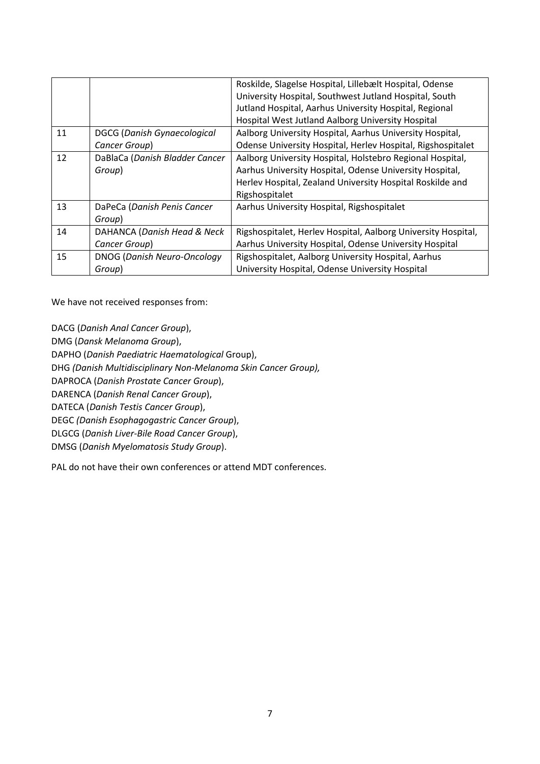| | | |
|---|---|---|
| | | Roskilde, Slagelse Hospital, Lillebælt Hospital, Odense University Hospital, Southwest Jutland Hospital, South Jutland Hospital, Aarhus University Hospital, Regional Hospital West Jutland Aalborg University Hospital |
| 11 | DGCG (*Danish Gynaecological Cancer Group*) | Aalborg University Hospital, Aarhus University Hospital, Odense University Hospital, Herlev Hospital, Rigshospitalet |
| 12 | DaBlaCa (*Danish Bladder Cancer Group*) | Aalborg University Hospital, Holstebro Regional Hospital, Aarhus University Hospital, Odense University Hospital, Herlev Hospital, Zealand University Hospital Roskilde and Rigshospitalet |
| 13 | DaPeCa (*Danish Penis Cancer Group*) | Aarhus University Hospital, Rigshospitalet |
| 14 | DAHANCA (*Danish Head & Neck Cancer Group*) | Rigshospitalet, Herlev Hospital, Aalborg University Hospital, Aarhus University Hospital, Odense University Hospital |
| 15 | DNOG (*Danish Neuro-Oncology Group*) | Rigshospitalet, Aalborg University Hospital, Aarhus University Hospital, Odense University Hospital |

We have not received responses from:

DACG (*Danish Anal Cancer Group*),
DMG (*Dansk Melanoma Group*),
DAPHO (*Danish Paediatric Haematological* Group),
DHG *(Danish Multidisciplinary Non-Melanoma Skin Cancer Group),*
DAPROCA (*Danish Prostate Cancer Group*),
DARENCA (*Danish Renal Cancer Group*),
DATECA (*Danish Testis Cancer Group*),
DEGC *(Danish Esophagogastric Cancer Group*),
DLGCG (*Danish Liver-Bile Road Cancer Group*),
DMSG (*Danish Myelomatosis Study Group*).

PAL do not have their own conferences or attend MDT conferences.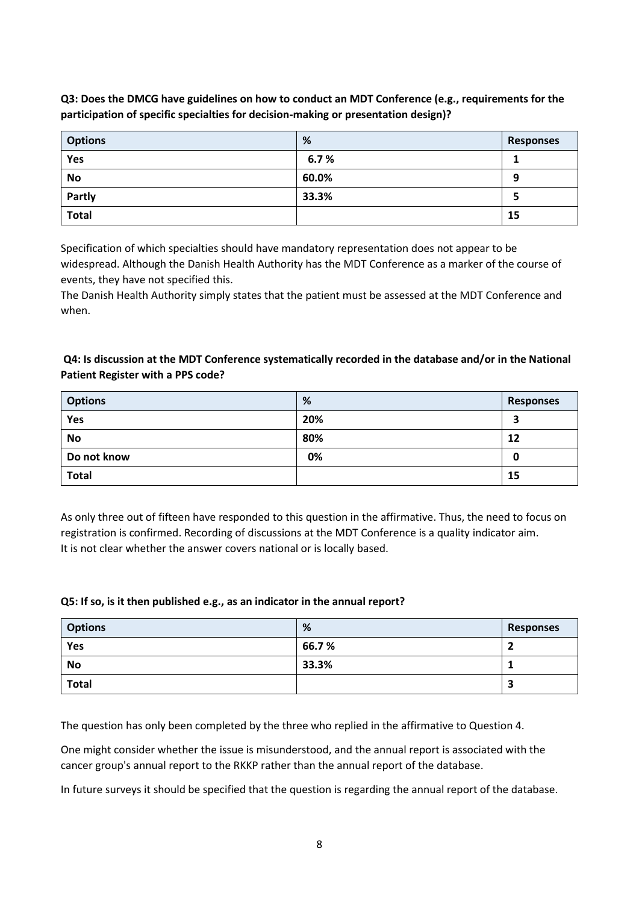**Q3: Does the DMCG have guidelines on how to conduct an MDT Conference (e.g., requirements for the participation of specific specialties for decision-making or presentation design)?**

| Options | % | Responses |
|---|---|---|
| **Yes** | **6.7 %** | **1** |
| **No** | **60.0%** | **9** |
| **Partly** | **33.3%** | **5** |
| **Total** | | **15** |

Specification of which specialties should have mandatory representation does not appear to be widespread. Although the Danish Health Authority has the MDT Conference as a marker of the course of events, they have not specified this.
The Danish Health Authority simply states that the patient must be assessed at the MDT Conference and when.

**Q4: Is discussion at the MDT Conference systematically recorded in the database and/or in the National Patient Register with a PPS code?**

| Options | % | Responses |
|---|---|---|
| **Yes** | **20%** | **3** |
| **No** | **80%** | **12** |
| **Do not know** | **0%** | **0** |
| **Total** | | **15** |

As only three out of fifteen have responded to this question in the affirmative. Thus, the need to focus on registration is confirmed. Recording of discussions at the MDT Conference is a quality indicator aim.
It is not clear whether the answer covers national or is locally based.

**Q5: If so, is it then published e.g., as an indicator in the annual report?**

| Options | % | Responses |
|---|---|---|
| **Yes** | **66.7 %** | **2** |
| **No** | **33.3%** | **1** |
| **Total** | | **3** |

The question has only been completed by the three who replied in the affirmative to Question 4.

One might consider whether the issue is misunderstood, and the annual report is associated with the cancer group's annual report to the RKKP rather than the annual report of the database.

In future surveys it should be specified that the question is regarding the annual report of the database.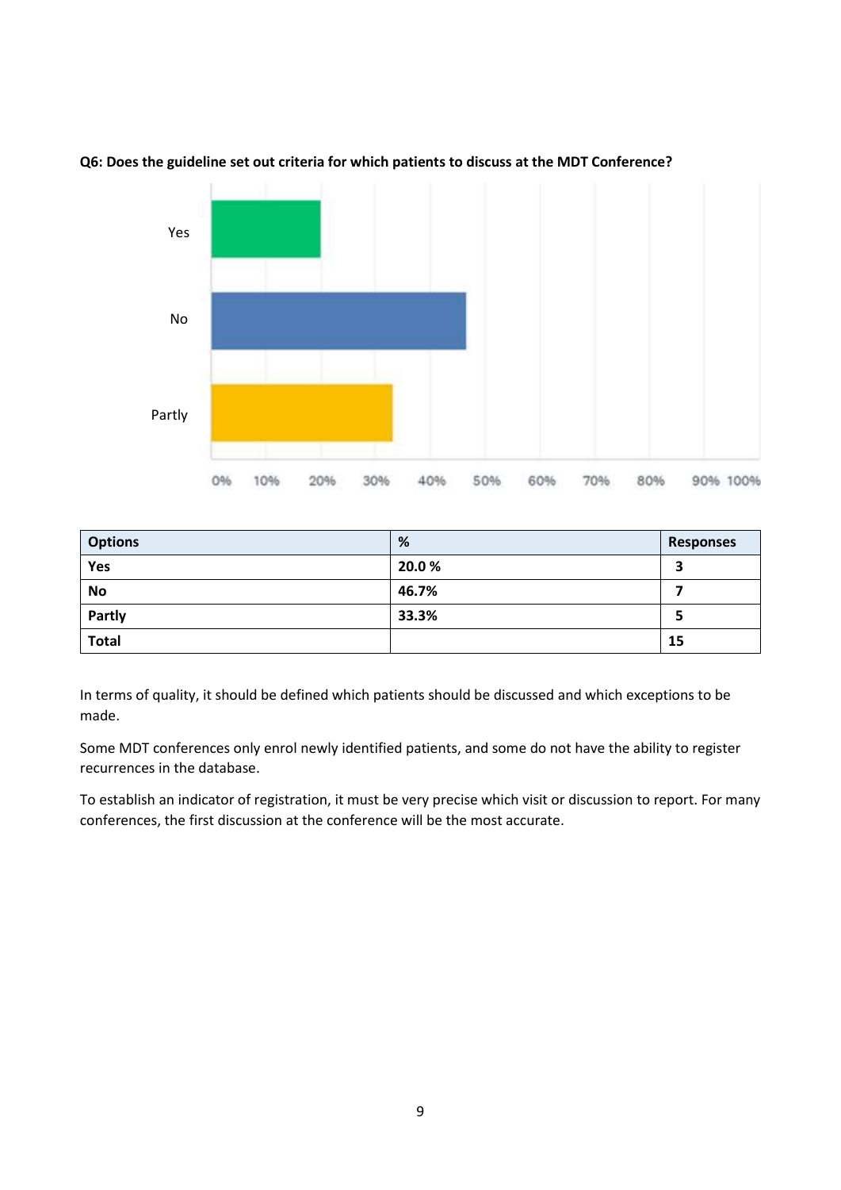**Q6: Does the guideline set out criteria for which patients to discuss at the MDT Conference?**

| Options | % | Responses |
|---|---|---|
| **Yes** | **20.0 %** | **3** |
| **No** | **46.7%** | **7** |
| **Partly** | **33.3%** | **5** |
| **Total** | | **15** |

In terms of quality, it should be defined which patients should be discussed and which exceptions to be made.

Some MDT conferences only enrol newly identified patients, and some do not have the ability to register recurrences in the database.

To establish an indicator of registration, it must be very precise which visit or discussion to report. For many conferences, the first discussion at the conference will be the most accurate.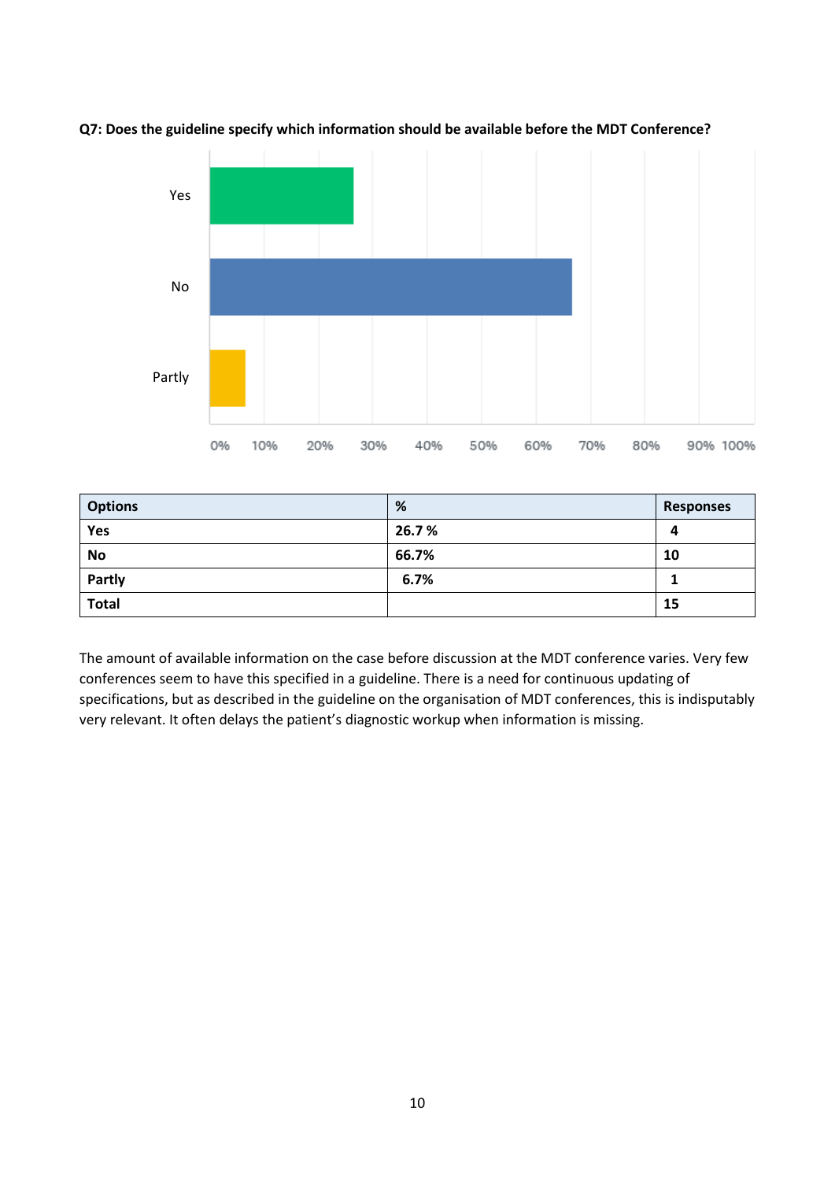**Q7: Does the guideline specify which information should be available before the MDT Conference?**

| Options | % | Responses |
|---|---|---|
| **Yes** | **26.7 %** | **4** |
| **No** | **66.7%** | **10** |
| **Partly** | **6.7%** | **1** |
| **Total** | | **15** |

The amount of available information on the case before discussion at the MDT conference varies. Very few conferences seem to have this specified in a guideline. There is a need for continuous updating of specifications, but as described in the guideline on the organisation of MDT conferences, this is indisputably very relevant. It often delays the patient's diagnostic workup when information is missing.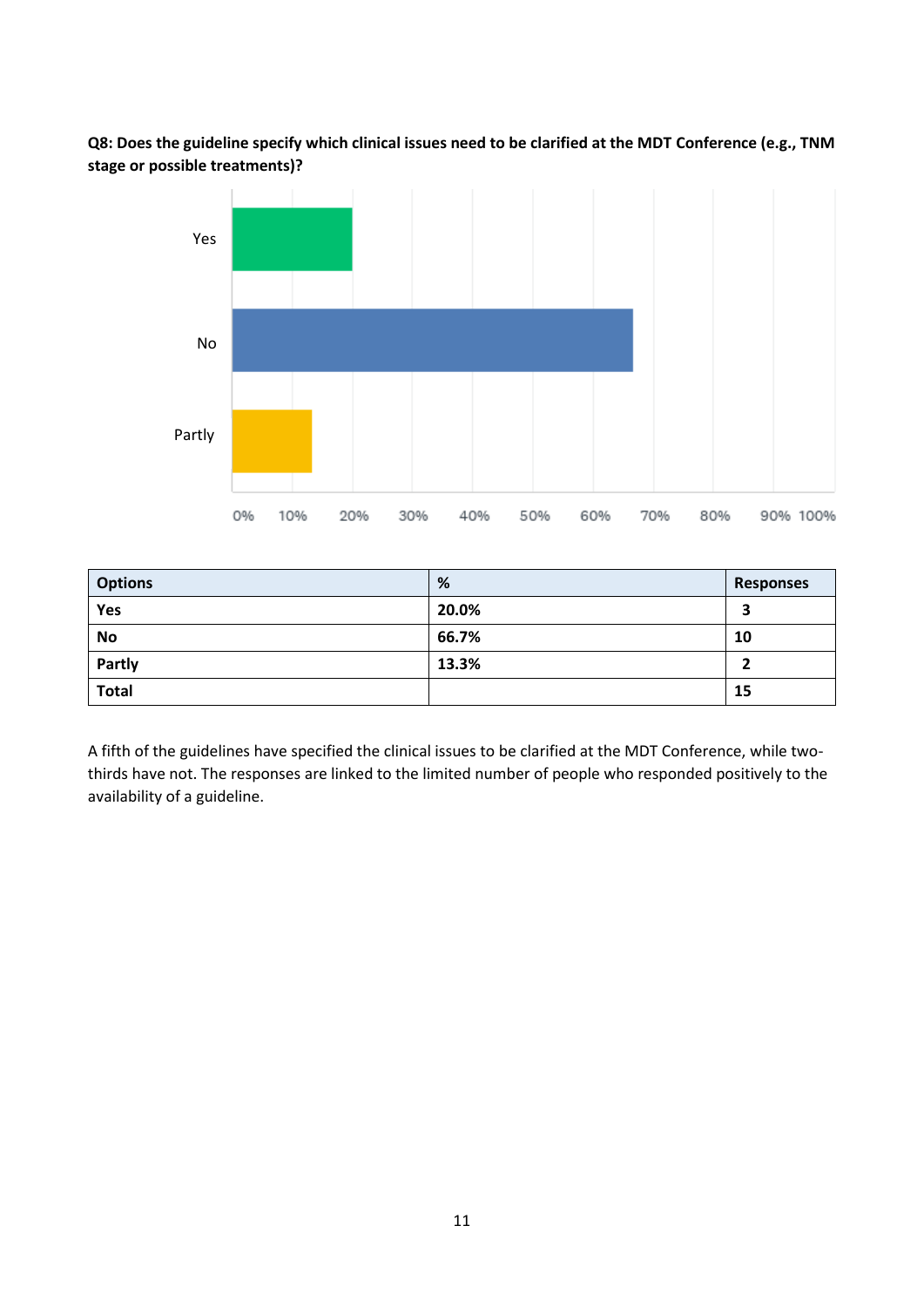**Q8: Does the guideline specify which clinical issues need to be clarified at the MDT Conference (e.g., TNM stage or possible treatments)?**

| Options | % | Responses |
|---|---|---|
| Yes | 20.0% | 3 |
| No | 66.7% | 10 |
| Partly | 13.3% | 2 |
| Total | | 15 |

A fifth of the guidelines have specified the clinical issues to be clarified at the MDT Conference, while two-thirds have not. The responses are linked to the limited number of people who responded positively to the availability of a guideline.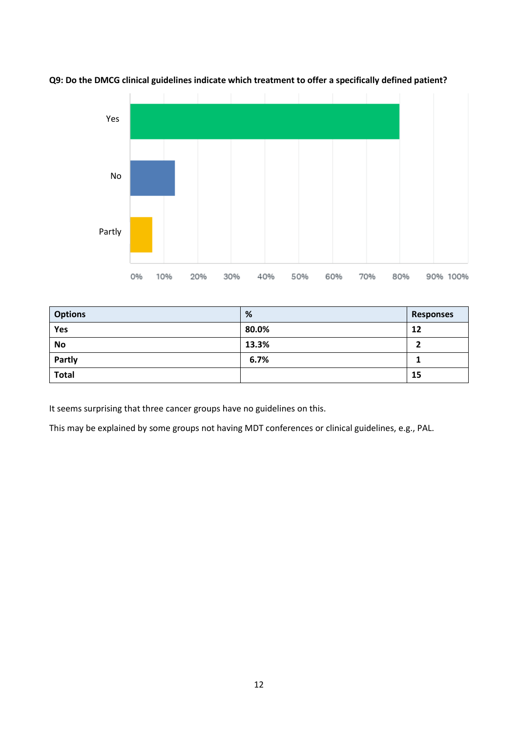**Q9: Do the DMCG clinical guidelines indicate which treatment to offer a specifically defined patient?**

| Options | % | Responses |
|---|---|---|
| **Yes** | **80.0%** | **12** |
| **No** | **13.3%** | **2** |
| **Partly** | **6.7%** | **1** |
| **Total** | | **15** |

It seems surprising that three cancer groups have no guidelines on this.

This may be explained by some groups not having MDT conferences or clinical guidelines, e.g., PAL.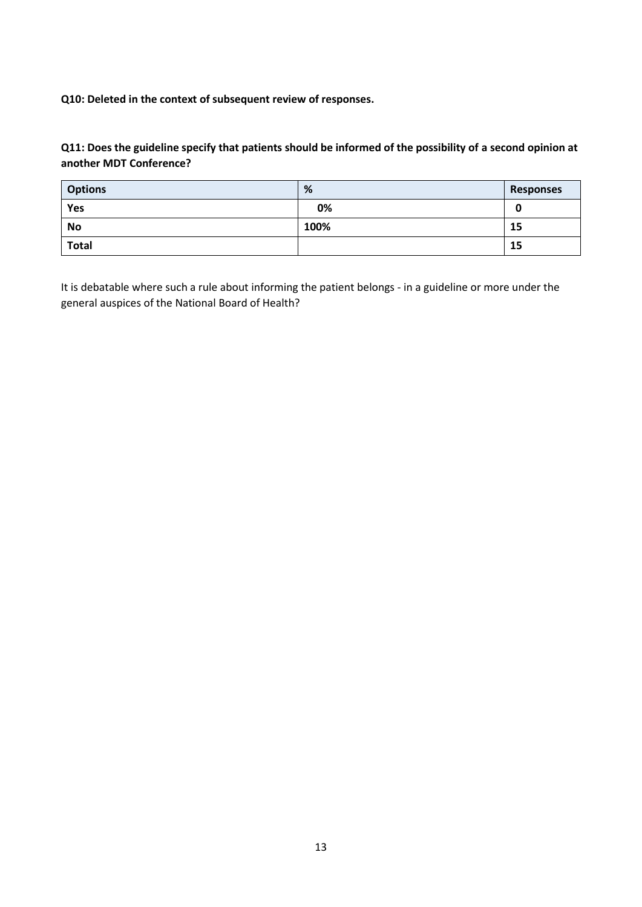**Q10: Deleted in the context of subsequent review of responses.**

**Q11: Does the guideline specify that patients should be informed of the possibility of a second opinion at another MDT Conference?**

| Options | % | Responses |
|---|---|---|
| Yes | 0% | 0 |
| No | 100% | 15 |
| Total | | 15 |

It is debatable where such a rule about informing the patient belongs - in a guideline or more under the general auspices of the National Board of Health?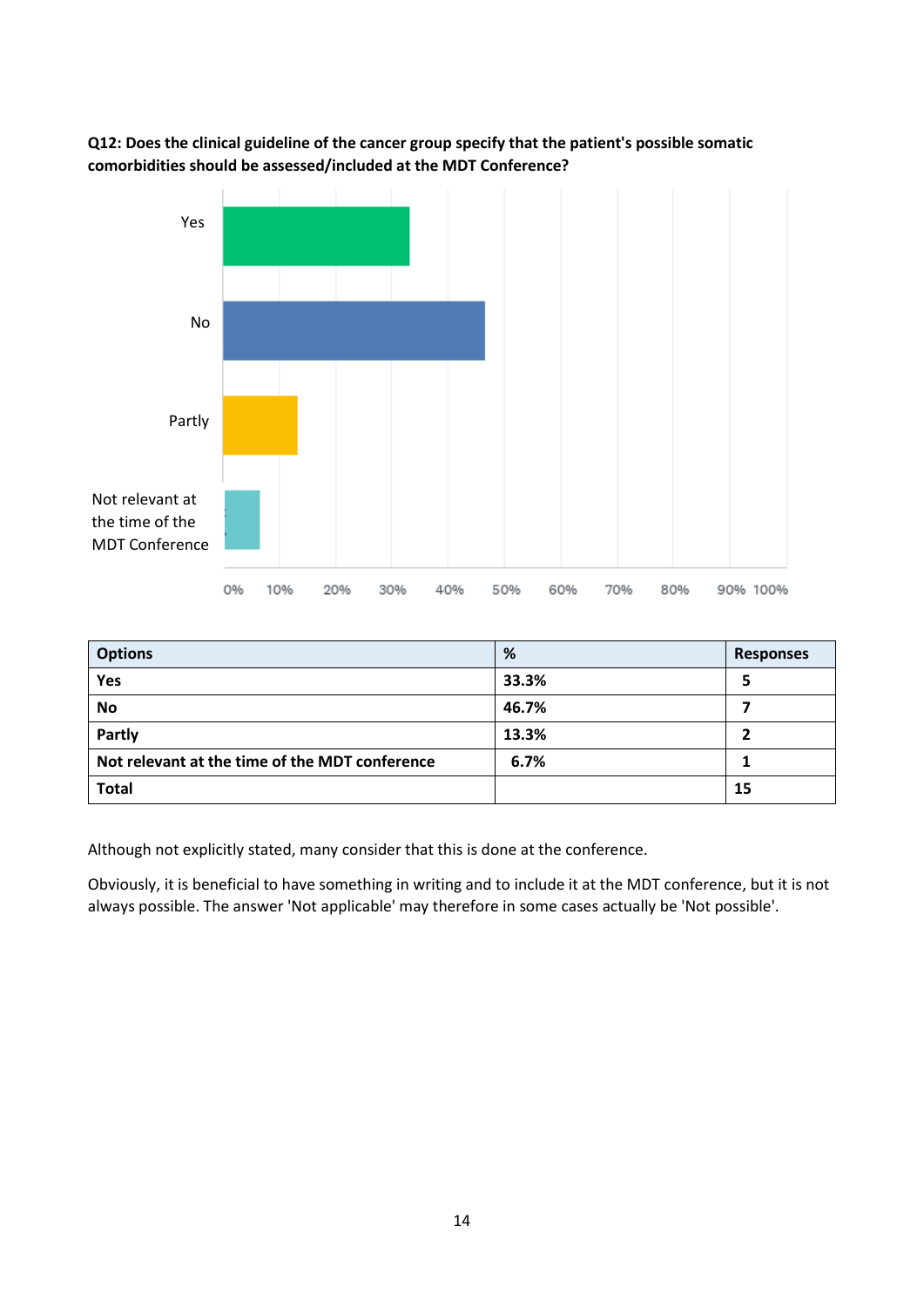**Q12: Does the clinical guideline of the cancer group specify that the patient's possible somatic comorbidities should be assessed/included at the MDT Conference?**

| Options | % | Responses |
|---|---|---|
| Yes | 33.3% | 5 |
| No | 46.7% | 7 |
| Partly | 13.3% | 2 |
| Not relevant at the time of the MDT conference | 6.7% | 1 |
| Total | | 15 |

Although not explicitly stated, many consider that this is done at the conference.

Obviously, it is beneficial to have something in writing and to include it at the MDT conference, but it is not always possible. The answer 'Not applicable' may therefore in some cases actually be 'Not possible'.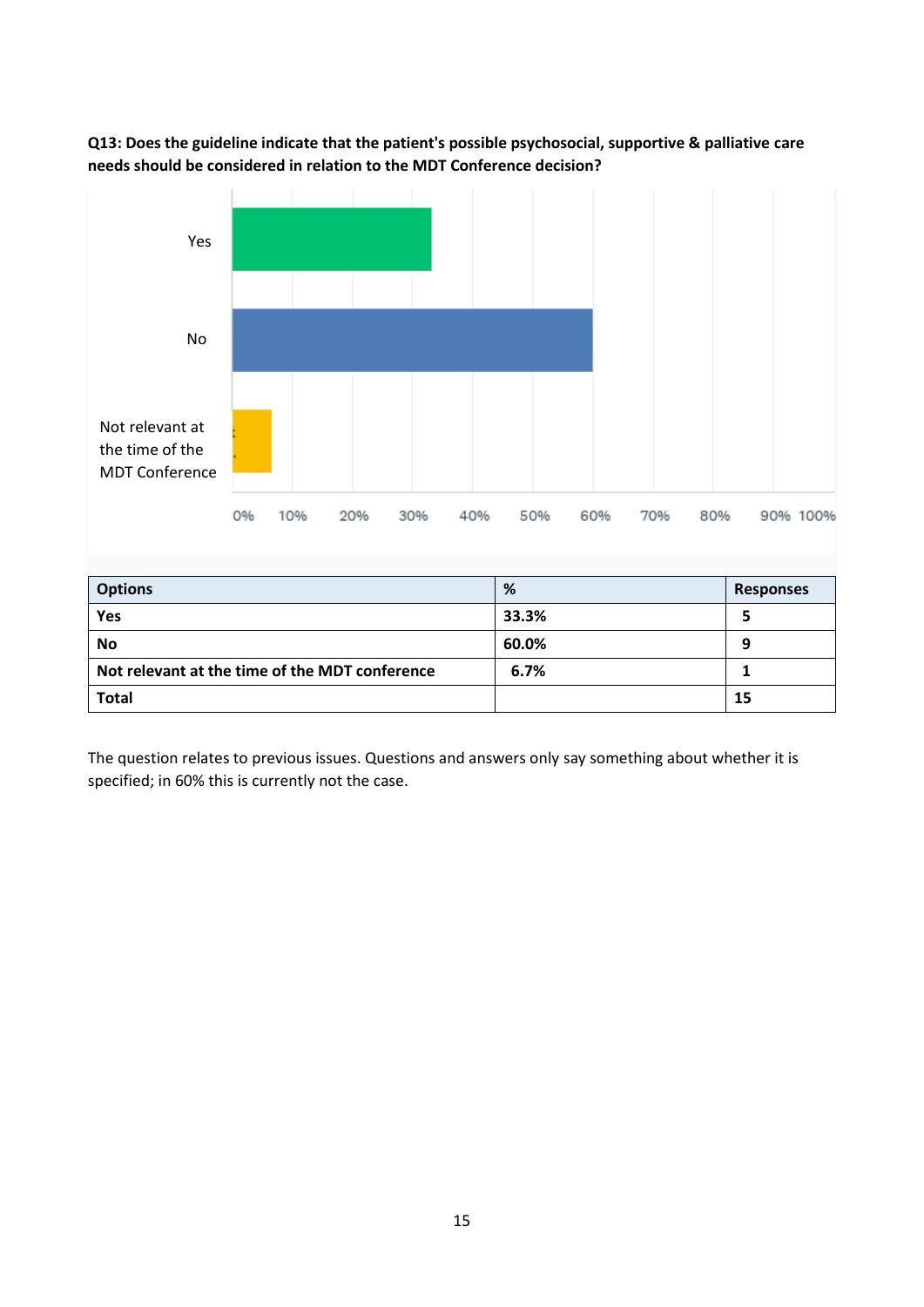**Q13: Does the guideline indicate that the patient's possible psychosocial, supportive & palliative care needs should be considered in relation to the MDT Conference decision?**

| Options | % | Responses |
|---|---|---|
| **Yes** | **33.3%** | **5** |
| **No** | **60.0%** | **9** |
| **Not relevant at the time of the MDT conference** | **6.7%** | **1** |
| **Total** | | **15** |

The question relates to previous issues. Questions and answers only say something about whether it is specified; in 60% this is currently not the case.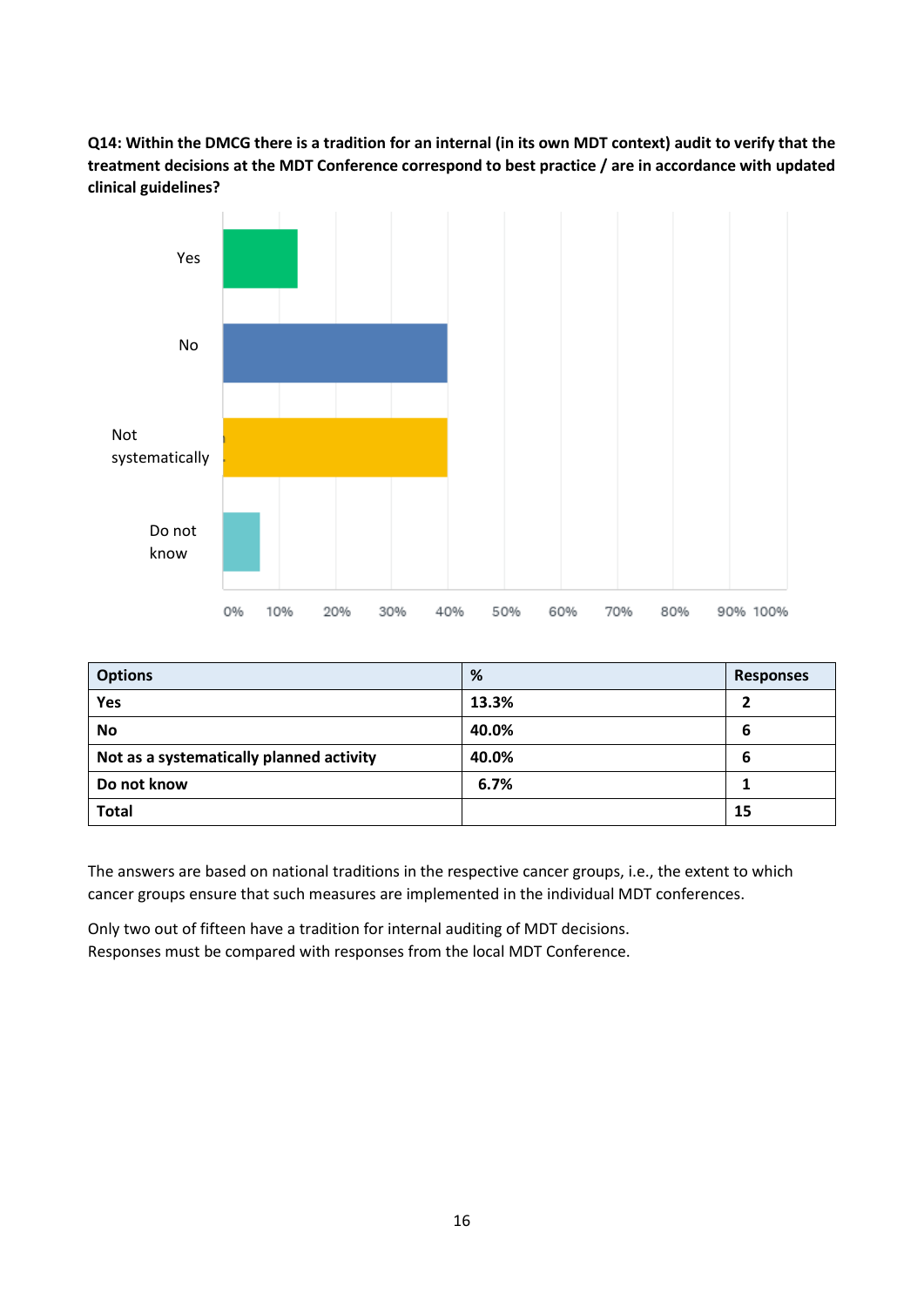**Q14: Within the DMCG there is a tradition for an internal (in its own MDT context) audit to verify that the treatment decisions at the MDT Conference correspond to best practice / are in accordance with updated clinical guidelines?**

| Options | % | Responses |
|---|---|---|
| **Yes** | **13.3%** | **2** |
| **No** | **40.0%** | **6** |
| **Not as a systematically planned activity** | **40.0%** | **6** |
| **Do not know** | **6.7%** | **1** |
| **Total** | | **15** |

The answers are based on national traditions in the respective cancer groups, i.e., the extent to which cancer groups ensure that such measures are implemented in the individual MDT conferences.

Only two out of fifteen have a tradition for internal auditing of MDT decisions.
Responses must be compared with responses from the local MDT Conference.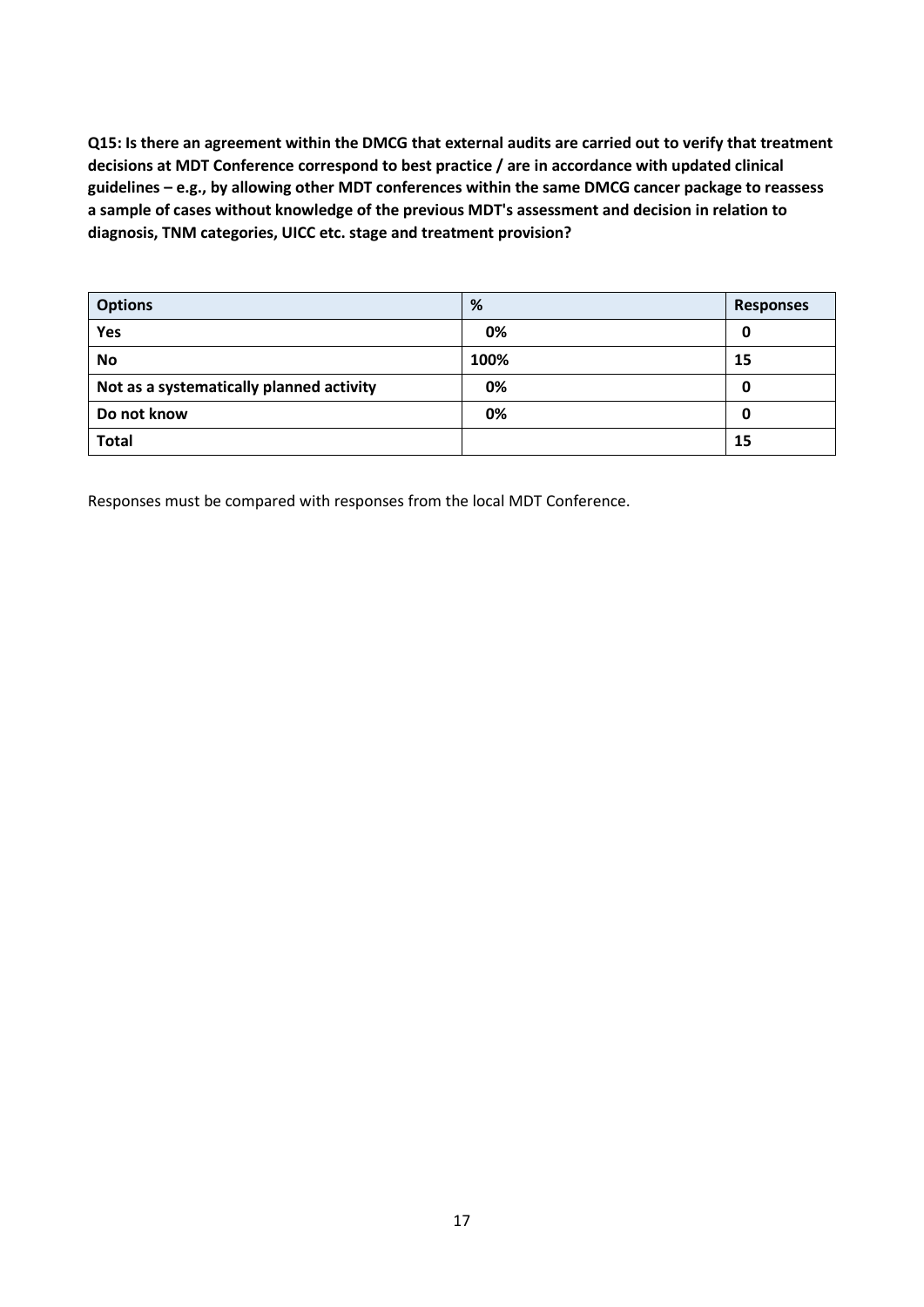**Q15: Is there an agreement within the DMCG that external audits are carried out to verify that treatment decisions at MDT Conference correspond to best practice / are in accordance with updated clinical guidelines – e.g., by allowing other MDT conferences within the same DMCG cancer package to reassess a sample of cases without knowledge of the previous MDT's assessment and decision in relation to diagnosis, TNM categories, UICC etc. stage and treatment provision?**

| Options | % | Responses |
|---|---|---|
| **Yes** | **0%** | **0** |
| **No** | **100%** | **15** |
| **Not as a systematically planned activity** | **0%** | **0** |
| **Do not know** | **0%** | **0** |
| **Total** | | **15** |

Responses must be compared with responses from the local MDT Conference.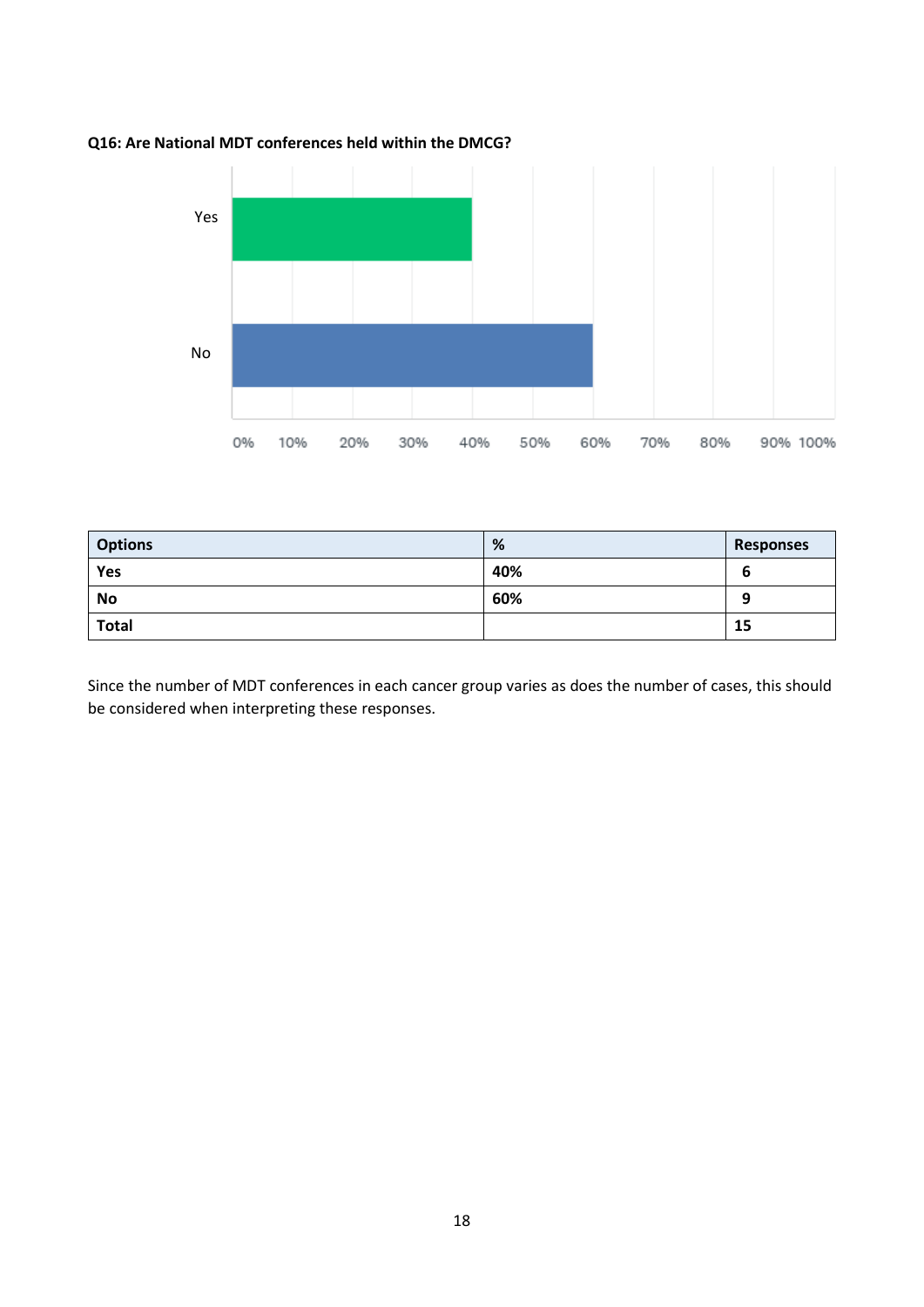**Q16: Are National MDT conferences held within the DMCG?**

| Options | % | Responses |
|---|---|---|
| Yes | 40% | 6 |
| No | 60% | 9 |
| Total | | 15 |

Since the number of MDT conferences in each cancer group varies as does the number of cases, this should be considered when interpreting these responses.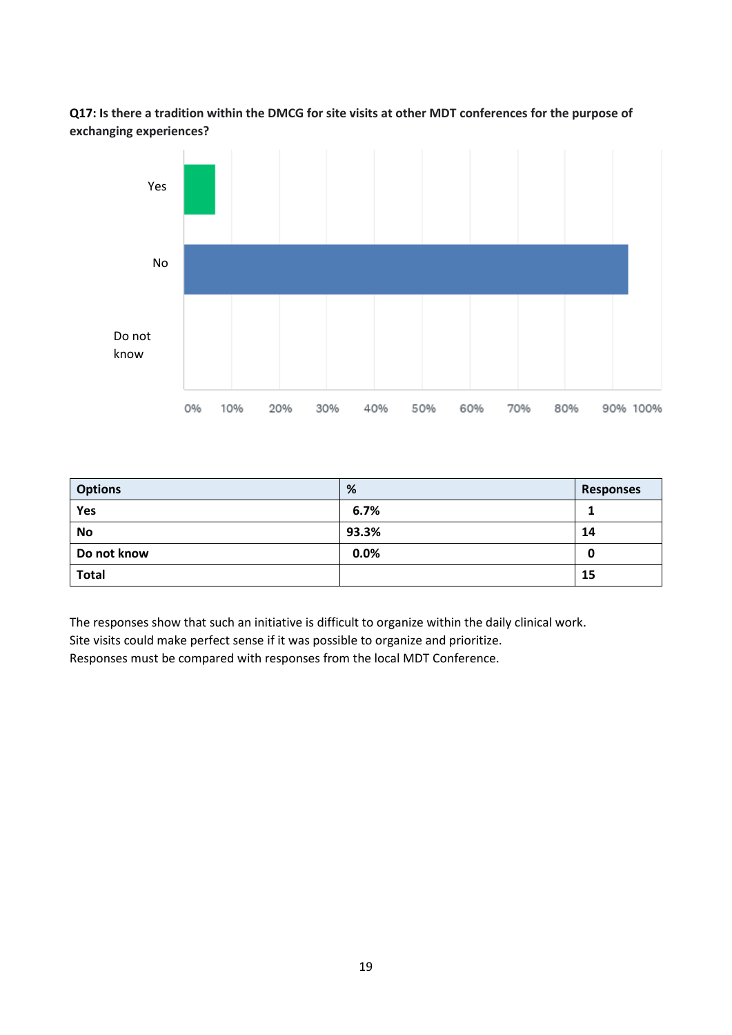**Q17: Is there a tradition within the DMCG for site visits at other MDT conferences for the purpose of exchanging experiences?**

| Options | % | Responses |
|---|---|---|
| **Yes** | **6.7%** | **1** |
| **No** | **93.3%** | **14** |
| **Do not know** | **0.0%** | **0** |
| **Total** | | **15** |

The responses show that such an initiative is difficult to organize within the daily clinical work.
Site visits could make perfect sense if it was possible to organize and prioritize.
Responses must be compared with responses from the local MDT Conference.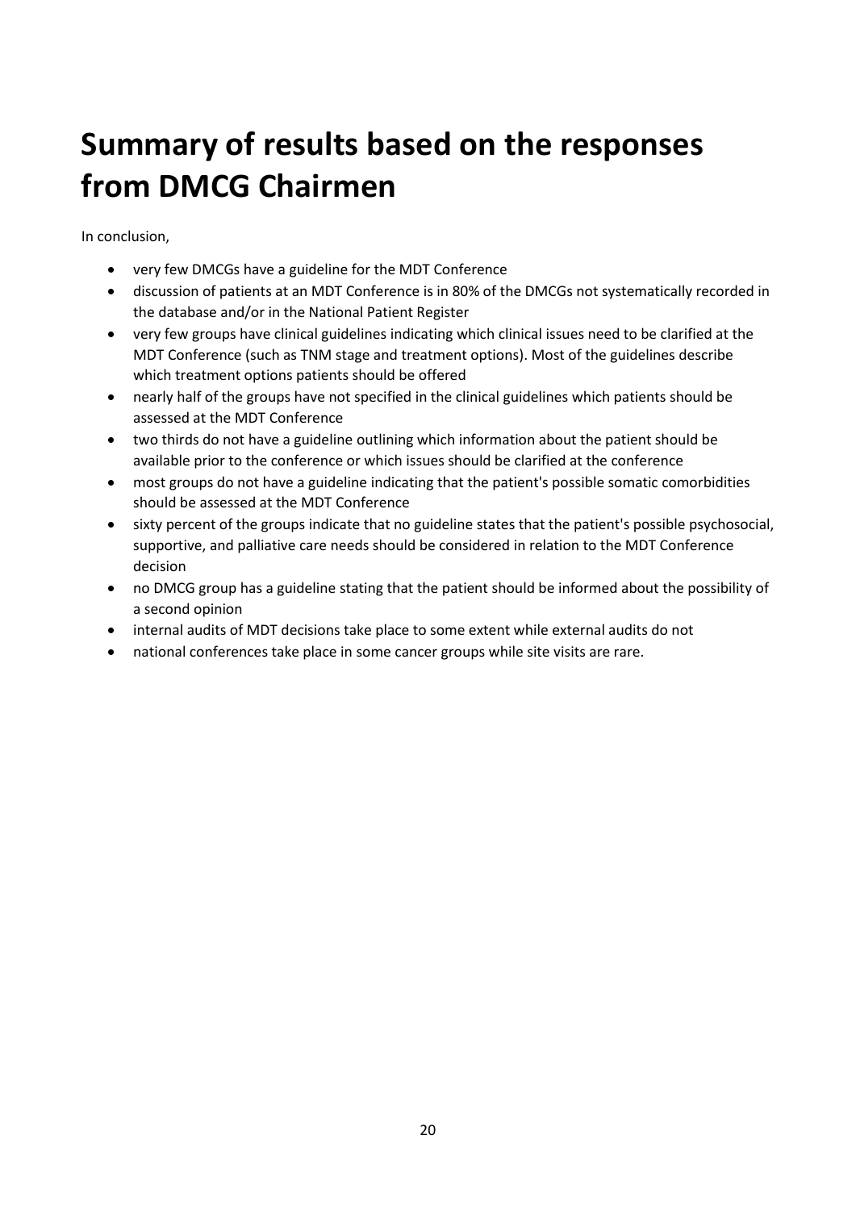# Summary of results based on the responses from DMCG Chairmen

In conclusion,

- very few DMCGs have a guideline for the MDT Conference
- discussion of patients at an MDT Conference is in 80% of the DMCGs not systematically recorded in the database and/or in the National Patient Register
- very few groups have clinical guidelines indicating which clinical issues need to be clarified at the MDT Conference (such as TNM stage and treatment options). Most of the guidelines describe which treatment options patients should be offered
- nearly half of the groups have not specified in the clinical guidelines which patients should be assessed at the MDT Conference
- two thirds do not have a guideline outlining which information about the patient should be available prior to the conference or which issues should be clarified at the conference
- most groups do not have a guideline indicating that the patient's possible somatic comorbidities should be assessed at the MDT Conference
- sixty percent of the groups indicate that no guideline states that the patient's possible psychosocial, supportive, and palliative care needs should be considered in relation to the MDT Conference decision
- no DMCG group has a guideline stating that the patient should be informed about the possibility of a second opinion
- internal audits of MDT decisions take place to some extent while external audits do not
- national conferences take place in some cancer groups while site visits are rare.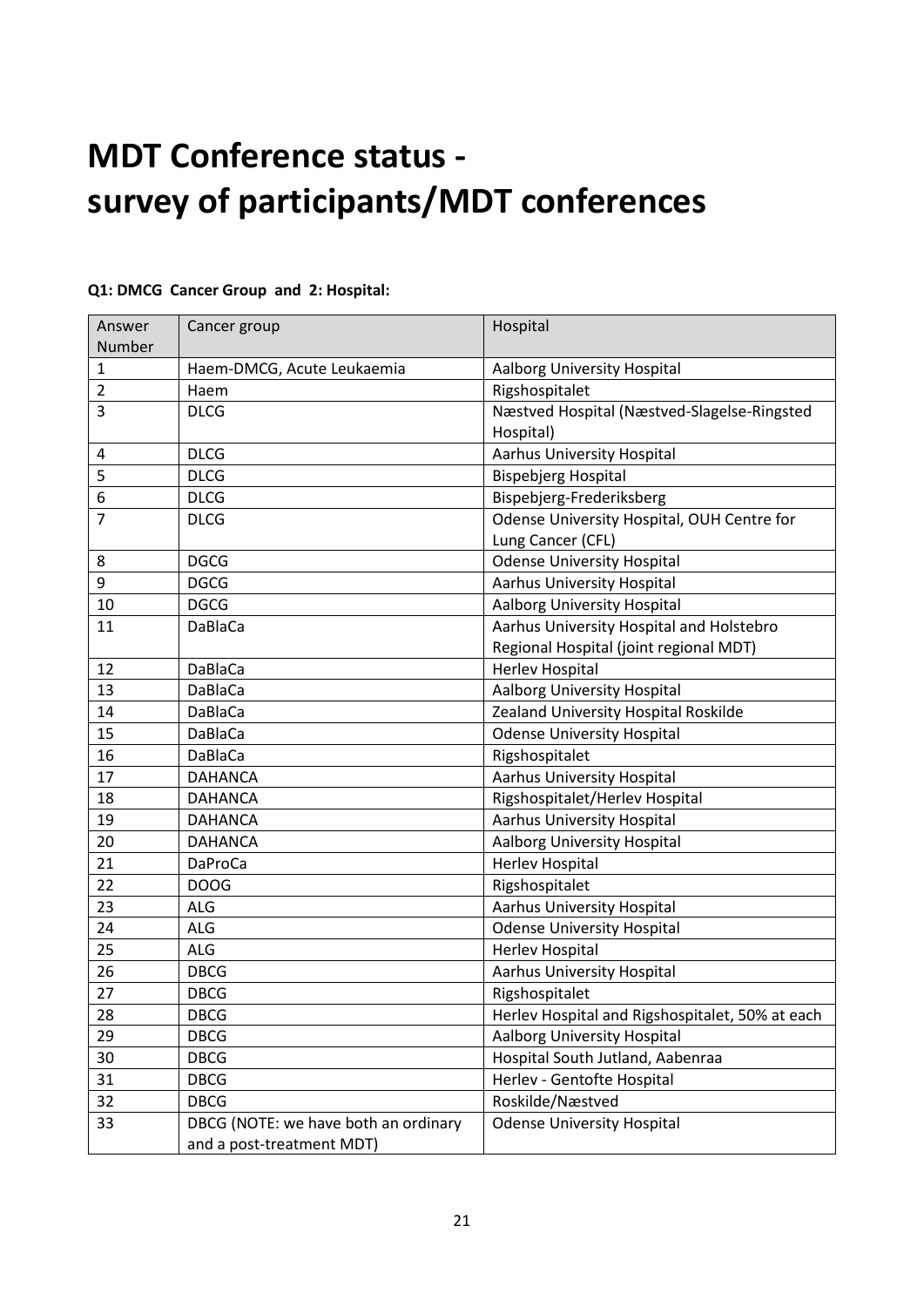# MDT Conference status - survey of participants/MDT conferences

**Q1: DMCG Cancer Group and 2: Hospital:**

| Answer Number | Cancer group | Hospital |
|---|---|---|
| 1 | Haem-DMCG, Acute Leukaemia | Aalborg University Hospital |
| 2 | Haem | Rigshospitalet |
| 3 | DLCG | Næstved Hospital (Næstved-Slagelse-Ringsted Hospital) |
| 4 | DLCG | Aarhus University Hospital |
| 5 | DLCG | Bispebjerg Hospital |
| 6 | DLCG | Bispebjerg-Frederiksberg |
| 7 | DLCG | Odense University Hospital, OUH Centre for Lung Cancer (CFL) |
| 8 | DGCG | Odense University Hospital |
| 9 | DGCG | Aarhus University Hospital |
| 10 | DGCG | Aalborg University Hospital |
| 11 | DaBlaCa | Aarhus University Hospital and Holstebro Regional Hospital (joint regional MDT) |
| 12 | DaBlaCa | Herlev Hospital |
| 13 | DaBlaCa | Aalborg University Hospital |
| 14 | DaBlaCa | Zealand University Hospital Roskilde |
| 15 | DaBlaCa | Odense University Hospital |
| 16 | DaBlaCa | Rigshospitalet |
| 17 | DAHANCA | Aarhus University Hospital |
| 18 | DAHANCA | Rigshospitalet/Herlev Hospital |
| 19 | DAHANCA | Aarhus University Hospital |
| 20 | DAHANCA | Aalborg University Hospital |
| 21 | DaProCa | Herlev Hospital |
| 22 | DOOG | Rigshospitalet |
| 23 | ALG | Aarhus University Hospital |
| 24 | ALG | Odense University Hospital |
| 25 | ALG | Herlev Hospital |
| 26 | DBCG | Aarhus University Hospital |
| 27 | DBCG | Rigshospitalet |
| 28 | DBCG | Herlev Hospital and Rigshospitalet, 50% at each |
| 29 | DBCG | Aalborg University Hospital |
| 30 | DBCG | Hospital South Jutland, Aabenraa |
| 31 | DBCG | Herlev - Gentofte Hospital |
| 32 | DBCG | Roskilde/Næstved |
| 33 | DBCG (NOTE: we have both an ordinary and a post-treatment MDT) | Odense University Hospital |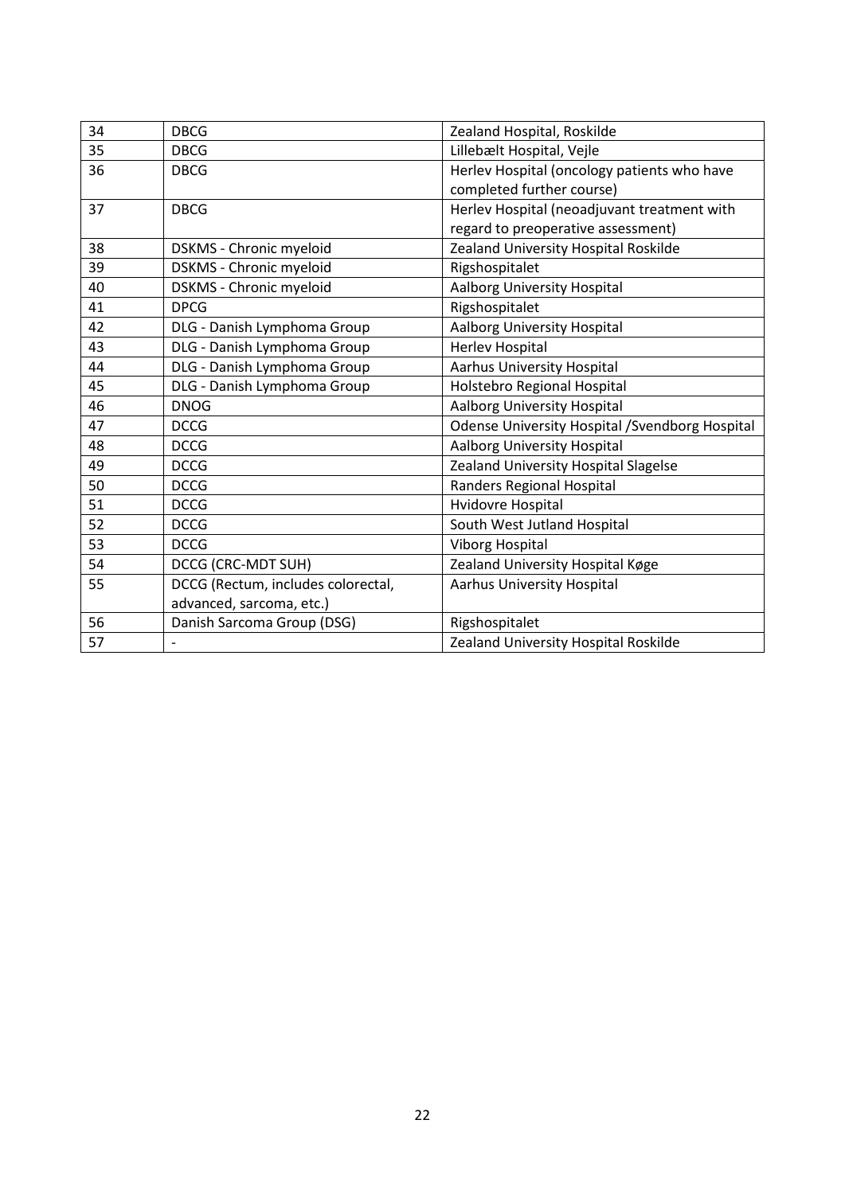| 34 | DBCG | Zealand Hospital, Roskilde |
|---|---|---|
| 35 | DBCG | Lillebælt Hospital, Vejle |
| 36 | DBCG | Herlev Hospital (oncology patients who have completed further course) |
| 37 | DBCG | Herlev Hospital (neoadjuvant treatment with regard to preoperative assessment) |
| 38 | DSKMS - Chronic myeloid | Zealand University Hospital Roskilde |
| 39 | DSKMS - Chronic myeloid | Rigshospitalet |
| 40 | DSKMS - Chronic myeloid | Aalborg University Hospital |
| 41 | DPCG | Rigshospitalet |
| 42 | DLG - Danish Lymphoma Group | Aalborg University Hospital |
| 43 | DLG - Danish Lymphoma Group | Herlev Hospital |
| 44 | DLG - Danish Lymphoma Group | Aarhus University Hospital |
| 45 | DLG - Danish Lymphoma Group | Holstebro Regional Hospital |
| 46 | DNOG | Aalborg University Hospital |
| 47 | DCCG | Odense University Hospital /Svendborg Hospital |
| 48 | DCCG | Aalborg University Hospital |
| 49 | DCCG | Zealand University Hospital Slagelse |
| 50 | DCCG | Randers Regional Hospital |
| 51 | DCCG | Hvidovre Hospital |
| 52 | DCCG | South West Jutland Hospital |
| 53 | DCCG | Viborg Hospital |
| 54 | DCCG (CRC-MDT SUH) | Zealand University Hospital Køge |
| 55 | DCCG (Rectum, includes colorectal, advanced, sarcoma, etc.) | Aarhus University Hospital |
| 56 | Danish Sarcoma Group (DSG) | Rigshospitalet |
| 57 | - | Zealand University Hospital Roskilde |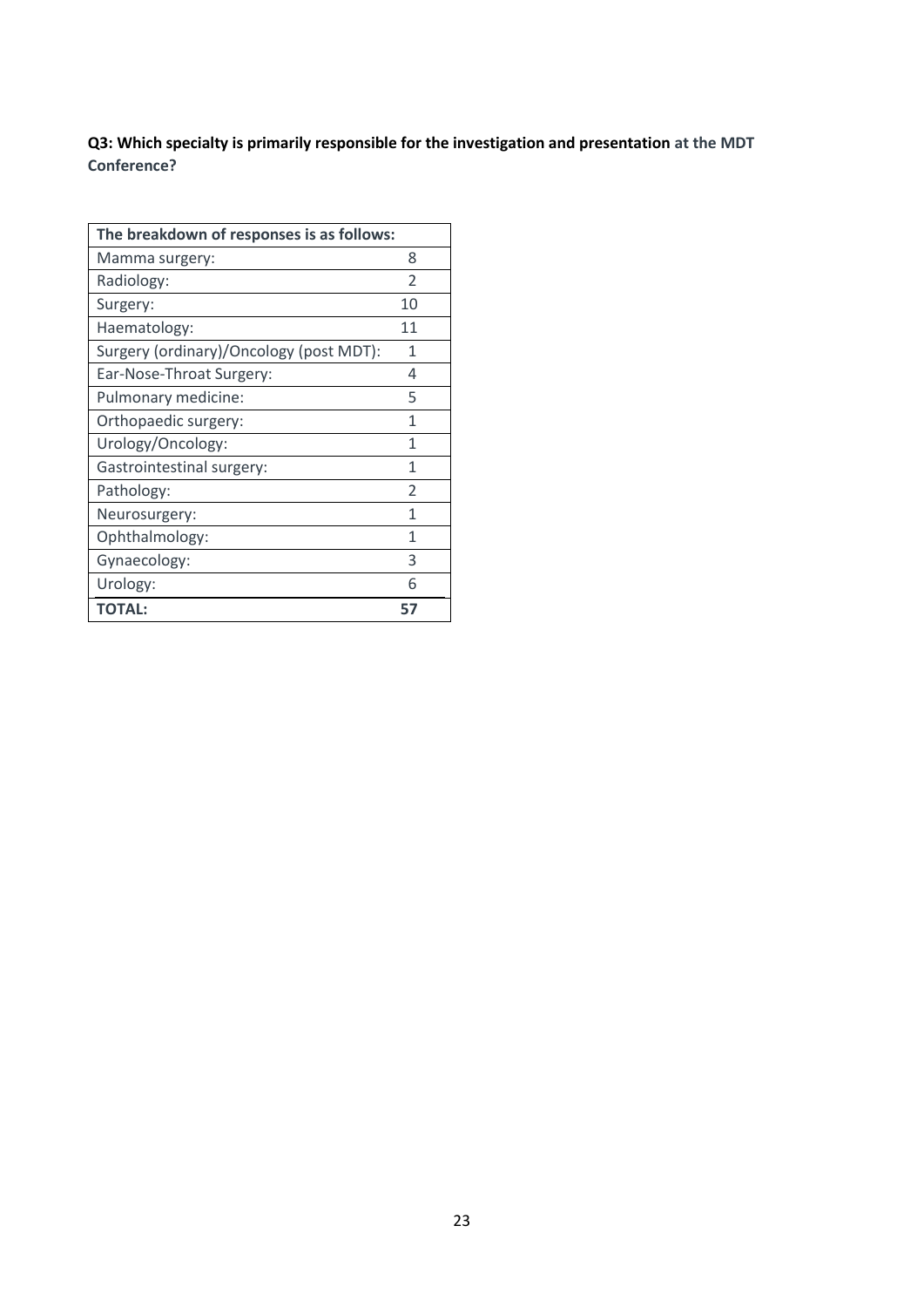**Q3: Which specialty is primarily responsible for the investigation and presentation at the MDT Conference?**

| The breakdown of responses is as follows: | |
|---|---|
| Mamma surgery: | 8 |
| Radiology: | 2 |
| Surgery: | 10 |
| Haematology: | 11 |
| Surgery (ordinary)/Oncology (post MDT): | 1 |
| Ear-Nose-Throat Surgery: | 4 |
| Pulmonary medicine: | 5 |
| Orthopaedic surgery: | 1 |
| Urology/Oncology: | 1 |
| Gastrointestinal surgery: | 1 |
| Pathology: | 2 |
| Neurosurgery: | 1 |
| Ophthalmology: | 1 |
| Gynaecology: | 3 |
| Urology: | 6 |
| **TOTAL:** | **57** |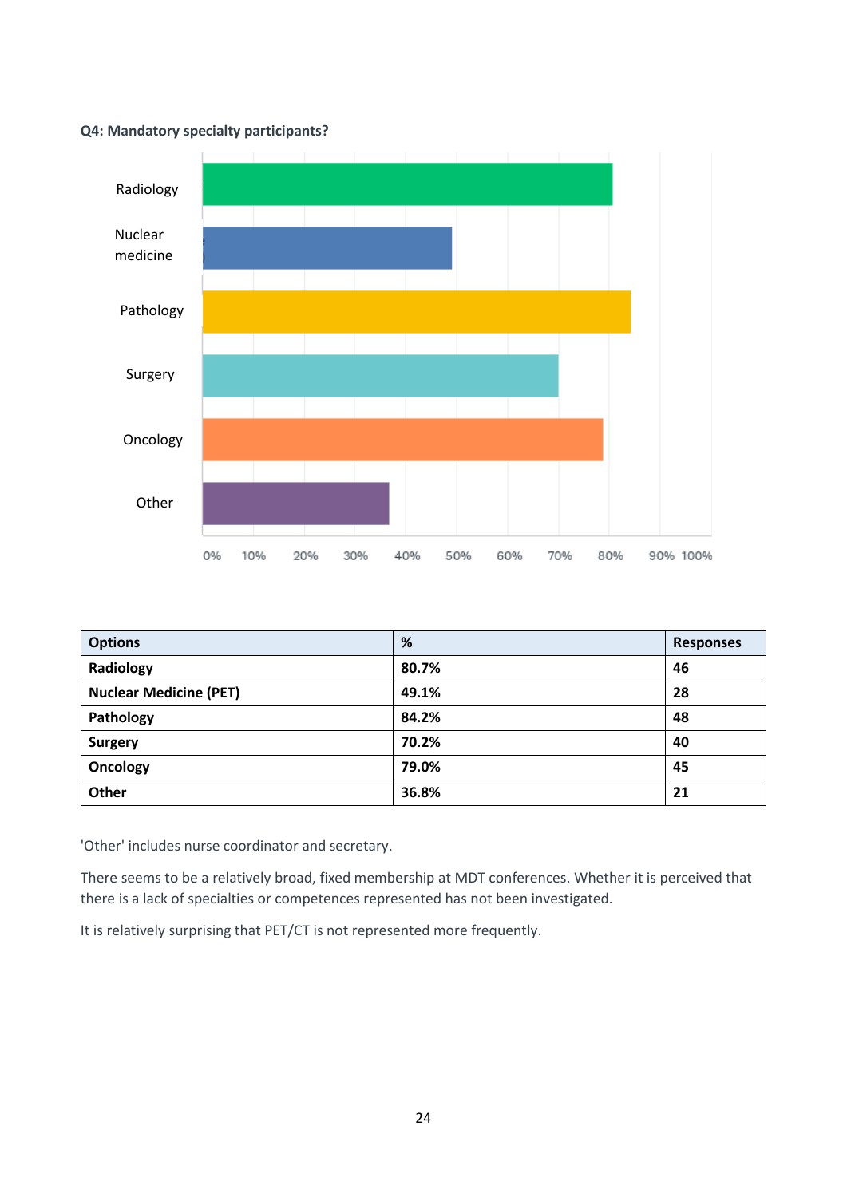**Q4: Mandatory specialty participants?**

| Options | % | Responses |
|---|---|---|
| **Radiology** | **80.7%** | **46** |
| **Nuclear Medicine (PET)** | **49.1%** | **28** |
| **Pathology** | **84.2%** | **48** |
| **Surgery** | **70.2%** | **40** |
| **Oncology** | **79.0%** | **45** |
| **Other** | **36.8%** | **21** |

'Other' includes nurse coordinator and secretary.

There seems to be a relatively broad, fixed membership at MDT conferences. Whether it is perceived that there is a lack of specialties or competences represented has not been investigated.

It is relatively surprising that PET/CT is not represented more frequently.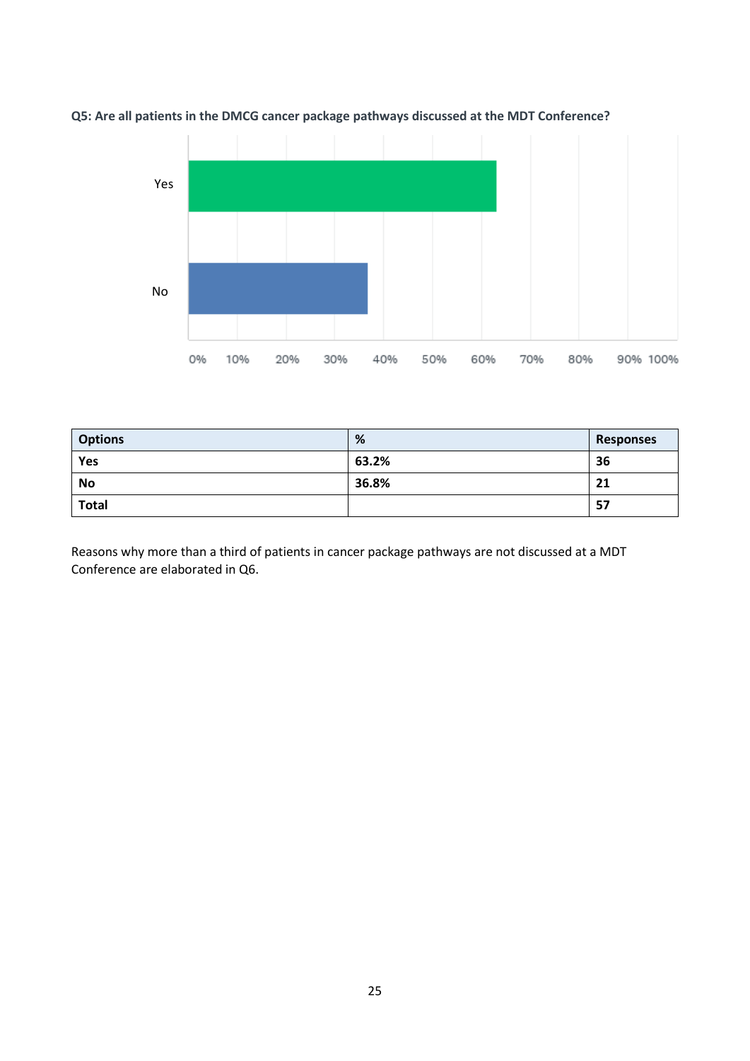**Q5: Are all patients in the DMCG cancer package pathways discussed at the MDT Conference?**

| Options | % | Responses |
|---|---|---|
| **Yes** | **63.2%** | **36** |
| **No** | **36.8%** | **21** |
| **Total** | | **57** |

Reasons why more than a third of patients in cancer package pathways are not discussed at a MDT Conference are elaborated in Q6.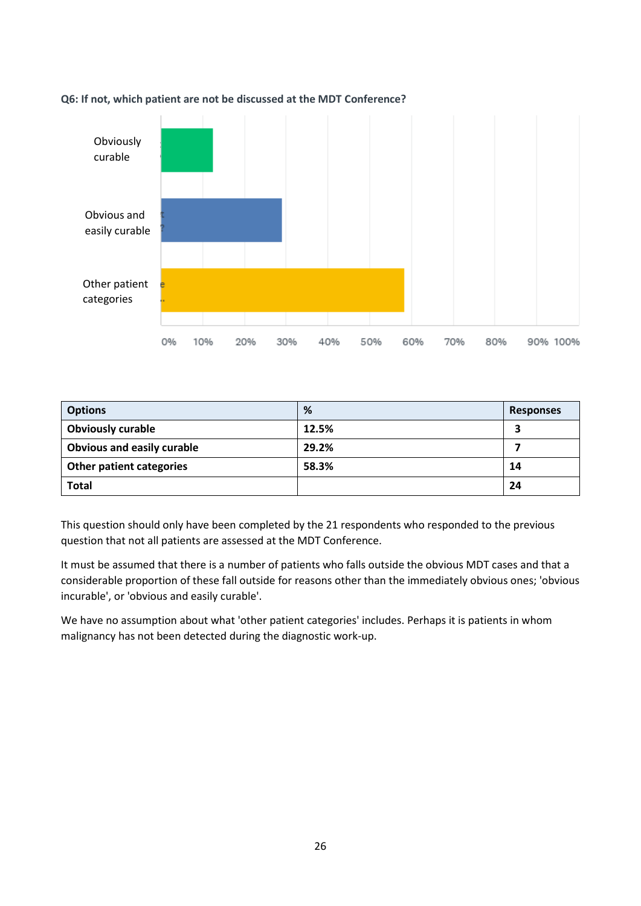**Q6: If not, which patient are not be discussed at the MDT Conference?**

| Options | % | Responses |
| --- | --- | --- |
| **Obviously curable** | **12.5%** | **3** |
| **Obvious and easily curable** | **29.2%** | **7** |
| **Other patient categories** | **58.3%** | **14** |
| **Total** | | **24** |

This question should only have been completed by the 21 respondents who responded to the previous question that not all patients are assessed at the MDT Conference.

It must be assumed that there is a number of patients who falls outside the obvious MDT cases and that a considerable proportion of these fall outside for reasons other than the immediately obvious ones; 'obvious incurable', or 'obvious and easily curable'.

We have no assumption about what 'other patient categories' includes. Perhaps it is patients in whom malignancy has not been detected during the diagnostic work-up.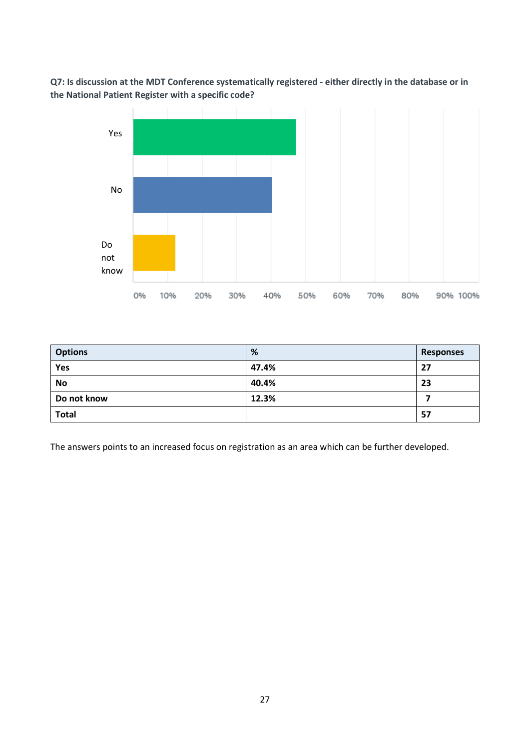**Q7: Is discussion at the MDT Conference systematically registered - either directly in the database or in the National Patient Register with a specific code?**

| Options | % | Responses |
|---|---|---|
| **Yes** | **47.4%** | **27** |
| **No** | **40.4%** | **23** |
| **Do not know** | **12.3%** | **7** |
| **Total** | | **57** |

The answers points to an increased focus on registration as an area which can be further developed.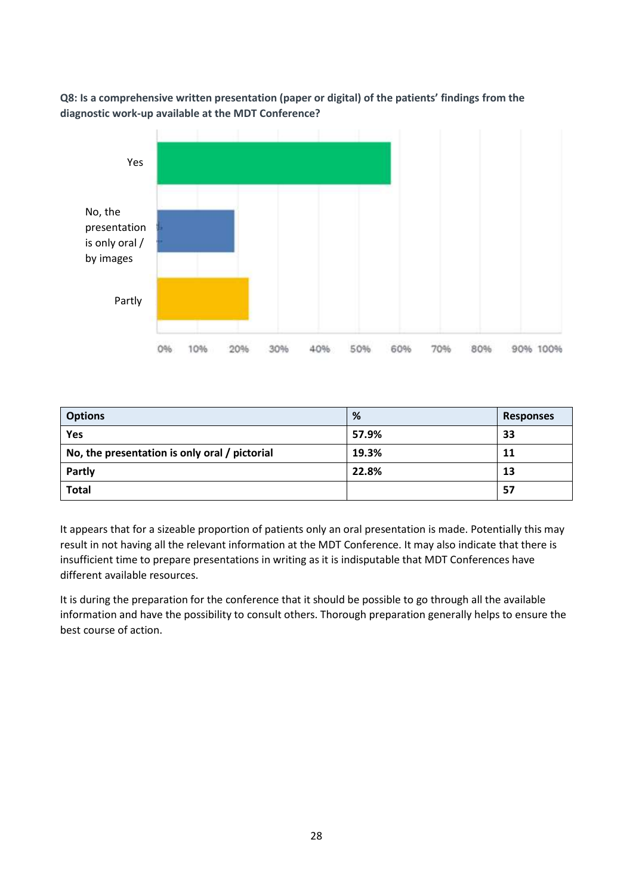**Q8: Is a comprehensive written presentation (paper or digital) of the patients' findings from the diagnostic work-up available at the MDT Conference?**

| Options | % | Responses |
|---|---|---|
| Yes | 57.9% | 33 |
| No, the presentation is only oral / pictorial | 19.3% | 11 |
| Partly | 22.8% | 13 |
| Total | | 57 |

It appears that for a sizeable proportion of patients only an oral presentation is made. Potentially this may result in not having all the relevant information at the MDT Conference. It may also indicate that there is insufficient time to prepare presentations in writing as it is indisputable that MDT Conferences have different available resources.

It is during the preparation for the conference that it should be possible to go through all the available information and have the possibility to consult others. Thorough preparation generally helps to ensure the best course of action.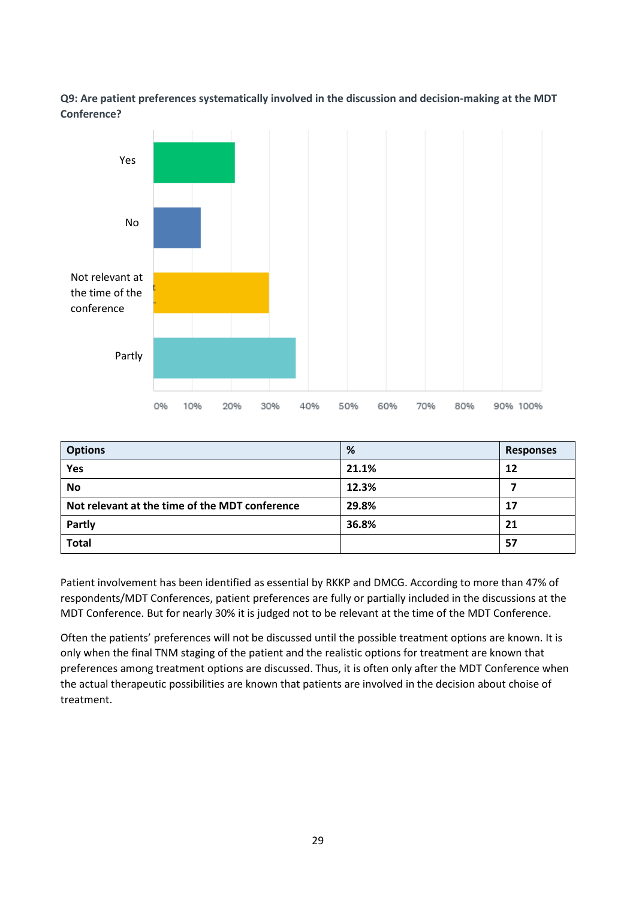**Q9: Are patient preferences systematically involved in the discussion and decision-making at the MDT Conference?**

| Options | % | Responses |
|---|---|---|
| **Yes** | **21.1%** | **12** |
| **No** | **12.3%** | **7** |
| **Not relevant at the time of the MDT conference** | **29.8%** | **17** |
| **Partly** | **36.8%** | **21** |
| **Total** | | **57** |

Patient involvement has been identified as essential by RKKP and DMCG. According to more than 47% of respondents/MDT Conferences, patient preferences are fully or partially included in the discussions at the MDT Conference. But for nearly 30% it is judged not to be relevant at the time of the MDT Conference.

Often the patients' preferences will not be discussed until the possible treatment options are known. It is only when the final TNM staging of the patient and the realistic options for treatment are known that preferences among treatment options are discussed. Thus, it is often only after the MDT Conference when the actual therapeutic possibilities are known that patients are involved in the decision about choise of treatment.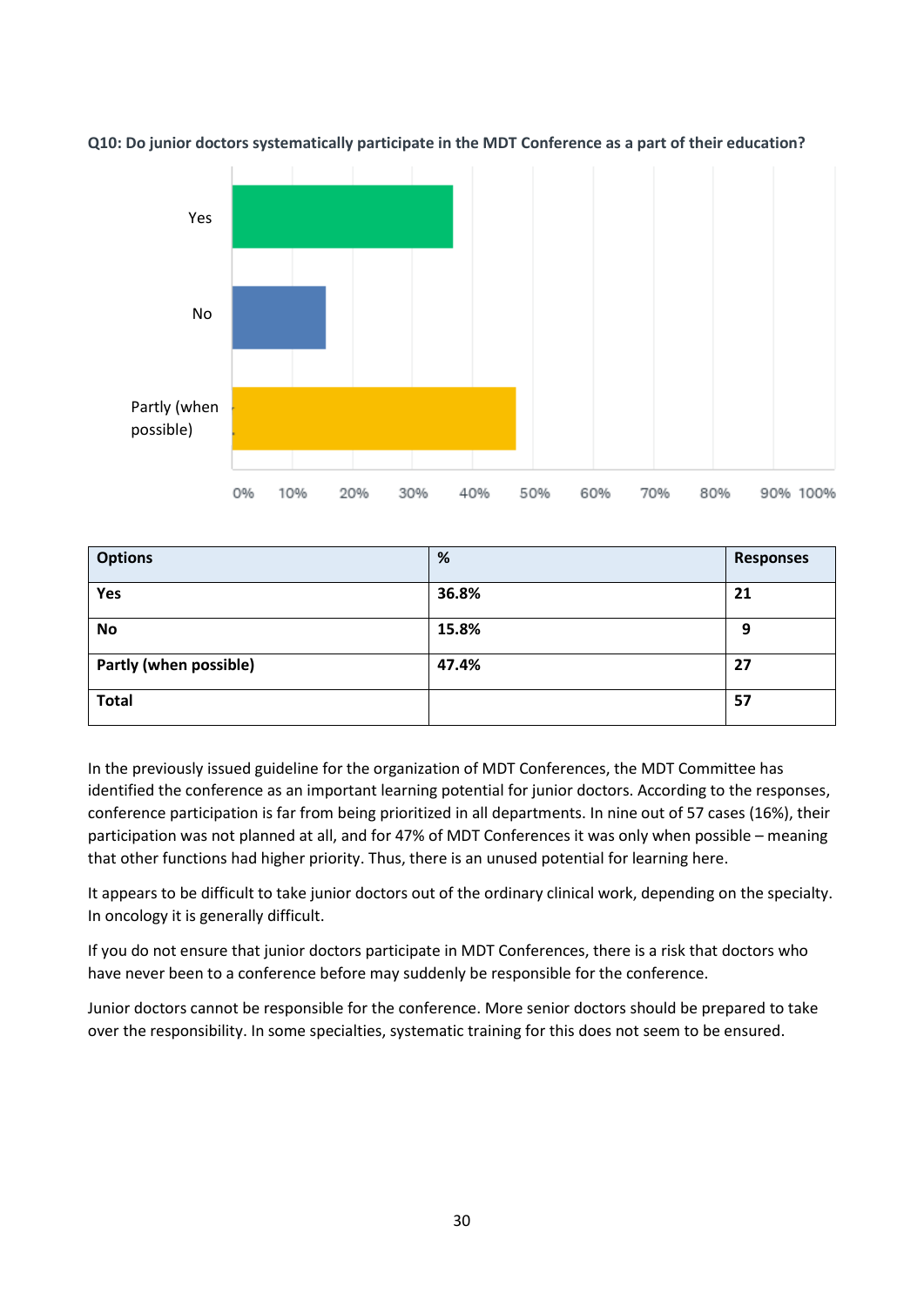**Q10: Do junior doctors systematically participate in the MDT Conference as a part of their education?**

| Options | % | Responses |
|---|---|---|
| **Yes** | **36.8%** | **21** |
| **No** | **15.8%** | **9** |
| **Partly (when possible)** | **47.4%** | **27** |
| **Total** | | **57** |

In the previously issued guideline for the organization of MDT Conferences, the MDT Committee has identified the conference as an important learning potential for junior doctors. According to the responses, conference participation is far from being prioritized in all departments. In nine out of 57 cases (16%), their participation was not planned at all, and for 47% of MDT Conferences it was only when possible – meaning that other functions had higher priority. Thus, there is an unused potential for learning here.

It appears to be difficult to take junior doctors out of the ordinary clinical work, depending on the specialty. In oncology it is generally difficult.

If you do not ensure that junior doctors participate in MDT Conferences, there is a risk that doctors who have never been to a conference before may suddenly be responsible for the conference.

Junior doctors cannot be responsible for the conference. More senior doctors should be prepared to take over the responsibility. In some specialties, systematic training for this does not seem to be ensured.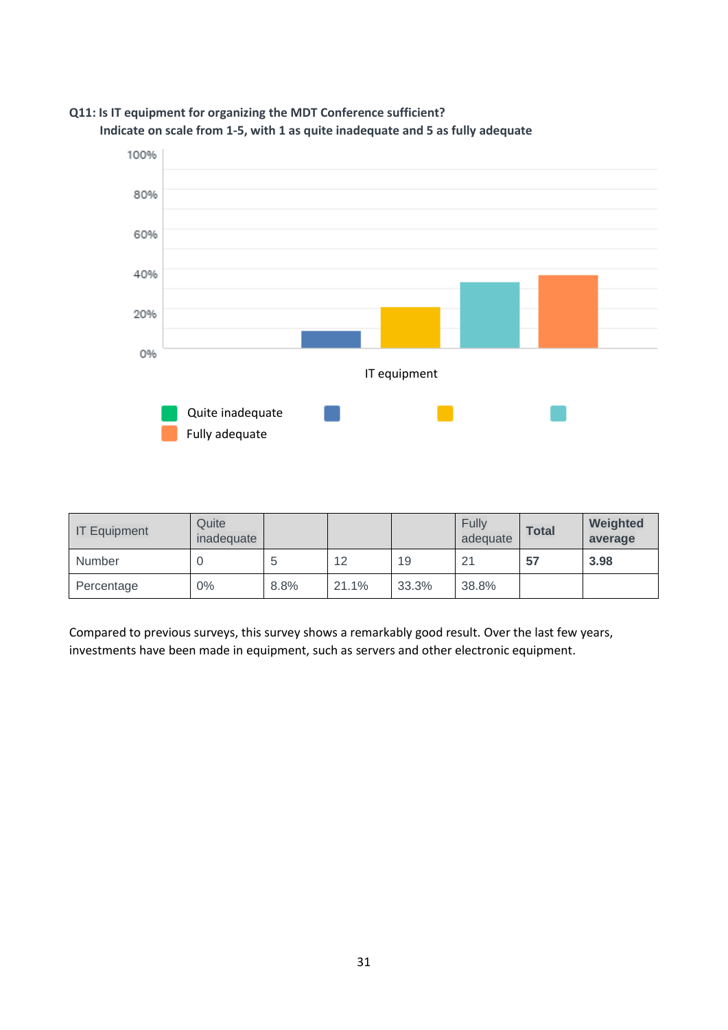**Q11: Is IT equipment for organizing the MDT Conference sufficient?**
**Indicate on scale from 1-5, with 1 as quite inadequate and 5 as fully adequate**

| IT Equipment | Quite inadequate | | | | Fully adequate | **Total** | **Weighted average** |
|---|---|---|---|---|---|---|---|
| Number | 0 | 5 | 12 | 19 | 21 | **57** | **3.98** |
| Percentage | 0% | 8.8% | 21.1% | 33.3% | 38.8% | | |

Compared to previous surveys, this survey shows a remarkably good result. Over the last few years, investments have been made in equipment, such as servers and other electronic equipment.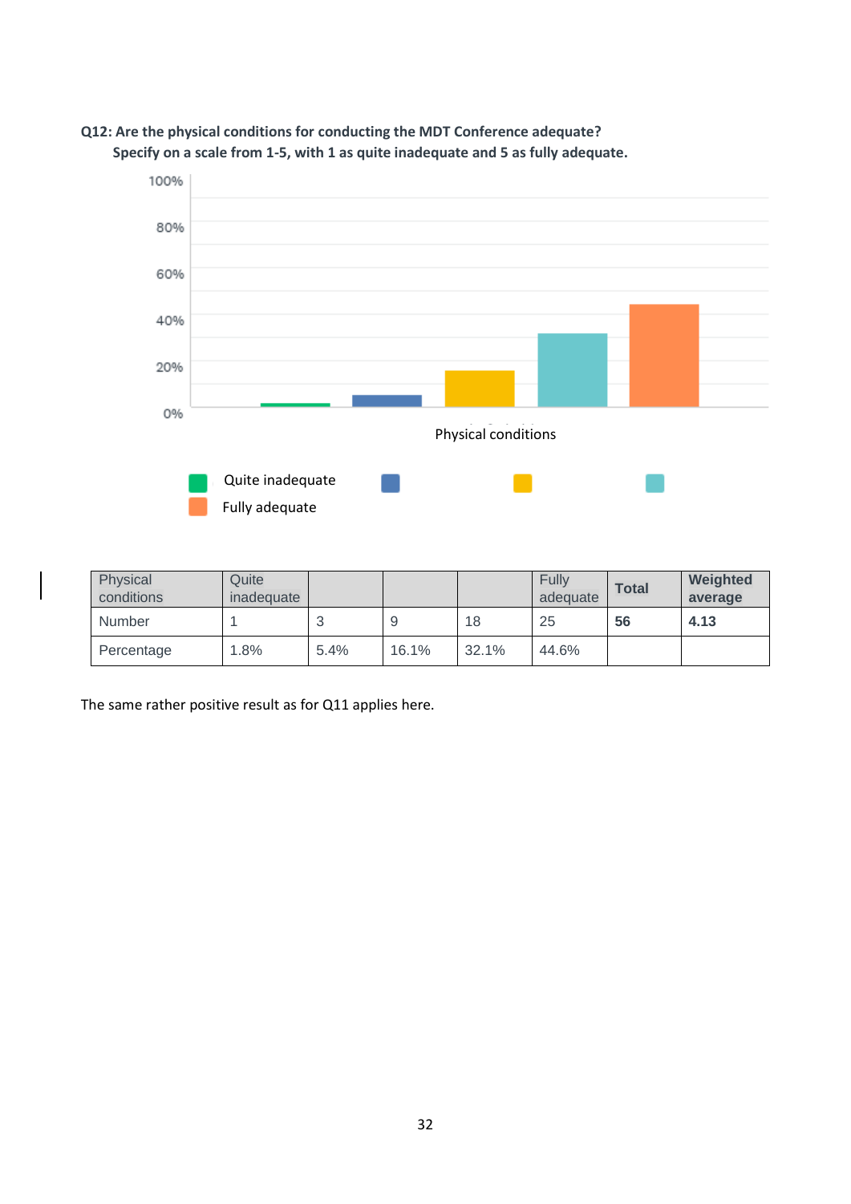**Q12: Are the physical conditions for conducting the MDT Conference adequate?**
**Specify on a scale from 1-5, with 1 as quite inadequate and 5 as fully adequate.**

| Physical conditions | Quite inadequate | | | | Fully adequate | **Total** | **Weighted average** |
|---|---|---|---|---|---|---|---|
| Number | 1 | 3 | 9 | 18 | 25 | **56** | **4.13** |
| Percentage | 1.8% | 5.4% | 16.1% | 32.1% | 44.6% | | |

The same rather positive result as for Q11 applies here.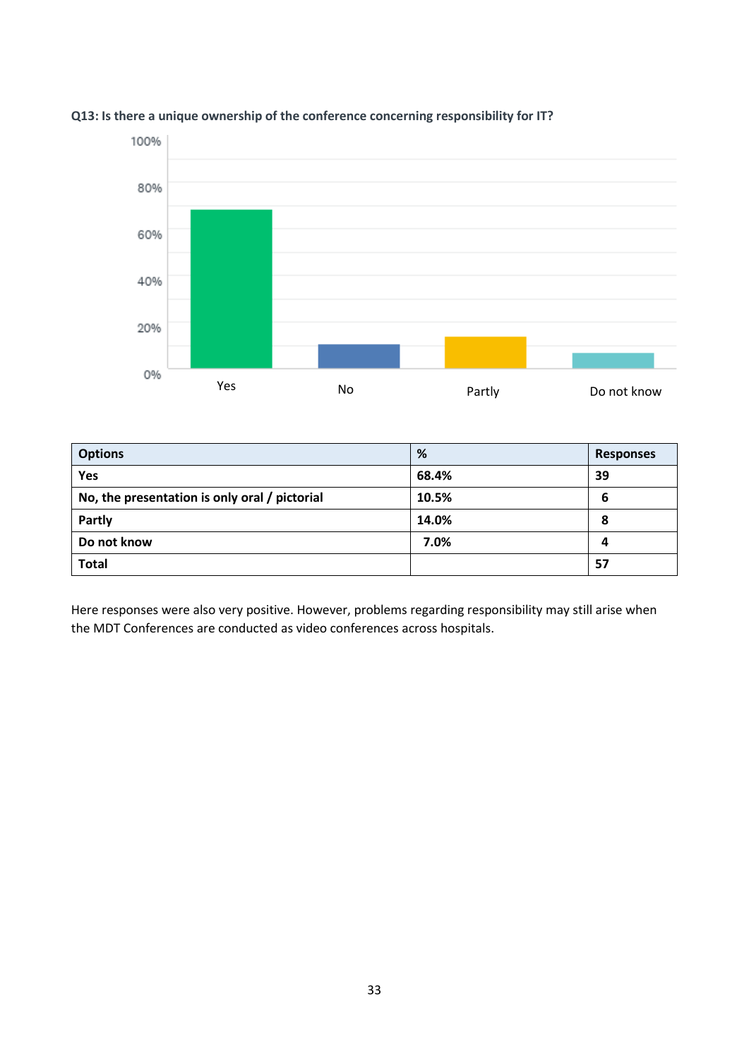**Q13: Is there a unique ownership of the conference concerning responsibility for IT?**

| Options | % | Responses |
|---|---|---|
| Yes | 68.4% | 39 |
| No, the presentation is only oral / pictorial | 10.5% | 6 |
| Partly | 14.0% | 8 |
| Do not know | 7.0% | 4 |
| Total | | 57 |

Here responses were also very positive. However, problems regarding responsibility may still arise when the MDT Conferences are conducted as video conferences across hospitals.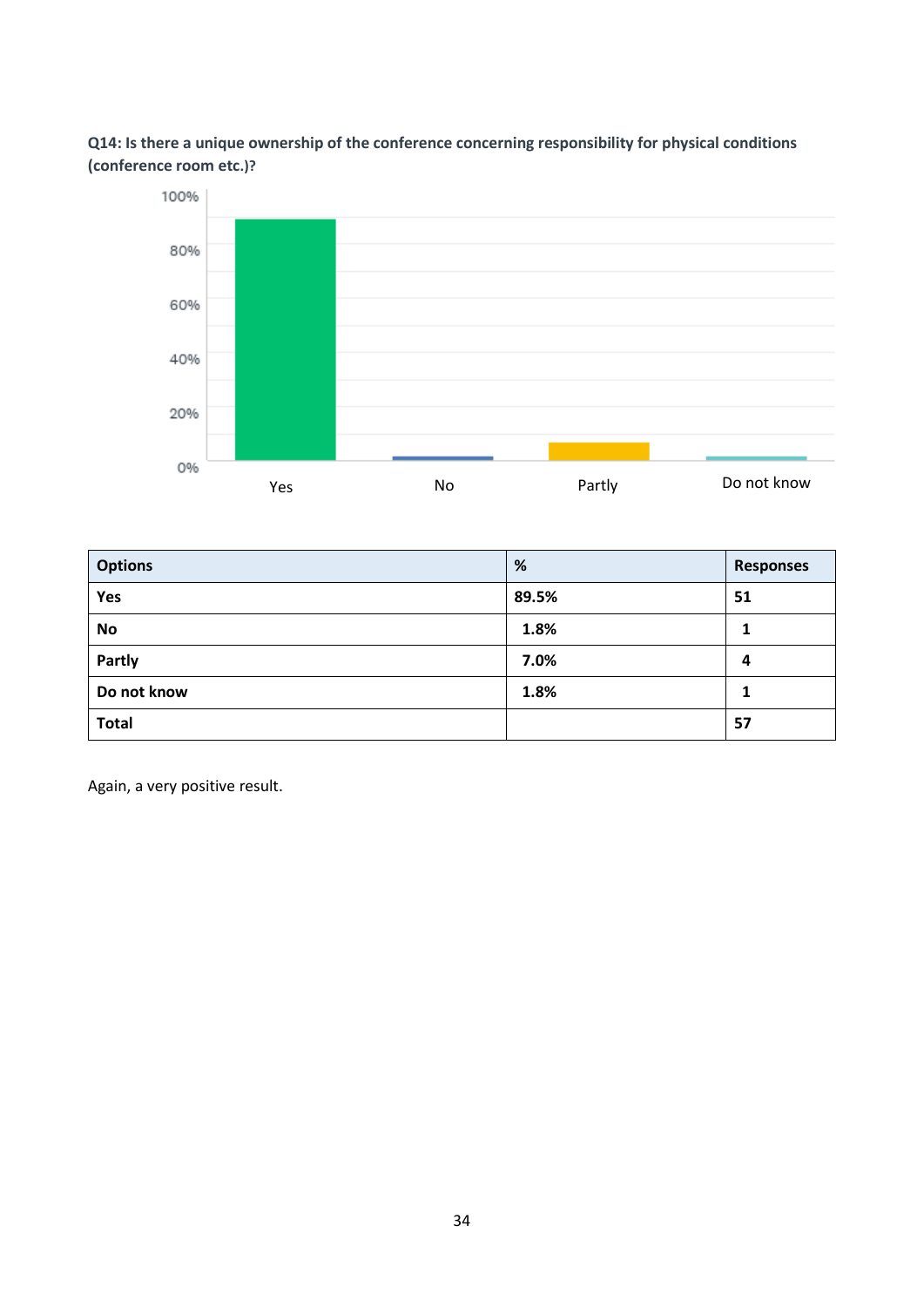**Q14: Is there a unique ownership of the conference concerning responsibility for physical conditions (conference room etc.)?**

| Options | % | Responses |
|---|---|---|
| **Yes** | **89.5%** | **51** |
| **No** | **1.8%** | **1** |
| **Partly** | **7.0%** | **4** |
| **Do not know** | **1.8%** | **1** |
| **Total** | | **57** |

Again, a very positive result.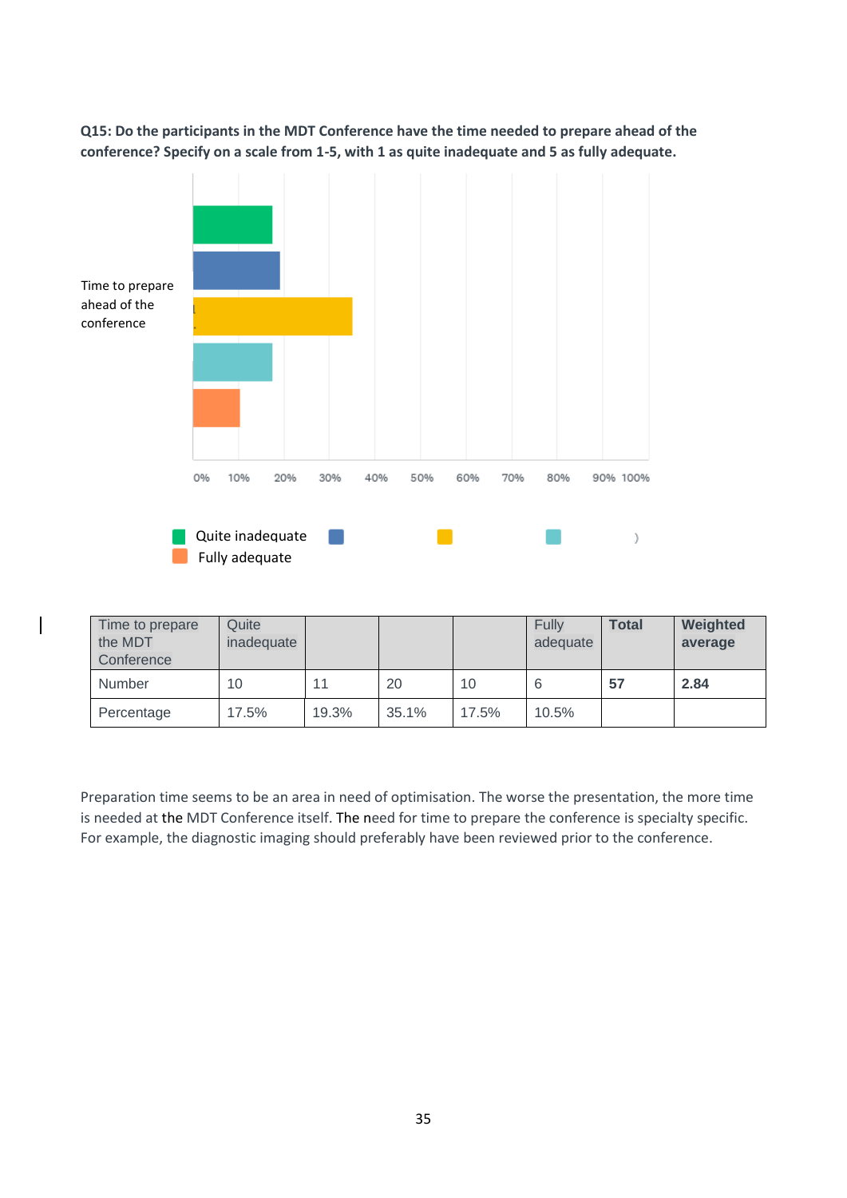**Q15: Do the participants in the MDT Conference have the time needed to prepare ahead of the conference? Specify on a scale from 1-5, with 1 as quite inadequate and 5 as fully adequate.**

| Time to prepare the MDT Conference | Quite inadequate | | | | Fully adequate | **Total** | **Weighted average** |
|---|---|---|---|---|---|---|---|
| Number | 10 | 11 | 20 | 10 | 6 | **57** | **2.84** |
| Percentage | 17.5% | 19.3% | 35.1% | 17.5% | 10.5% | | |

Preparation time seems to be an area in need of optimisation. The worse the presentation, the more time is needed at the MDT Conference itself. The need for time to prepare the conference is specialty specific. For example, the diagnostic imaging should preferably have been reviewed prior to the conference.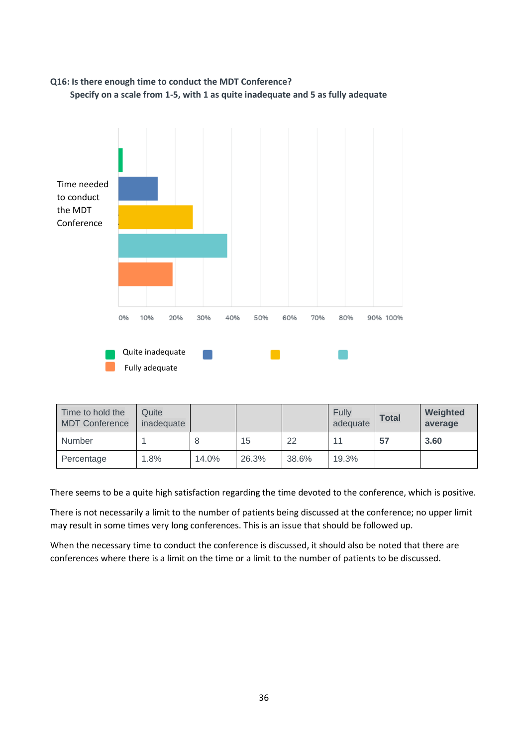**Q16: Is there enough time to conduct the MDT Conference?**
**Specify on a scale from 1-5, with 1 as quite inadequate and 5 as fully adequate**

| Time to hold the MDT Conference | Quite inadequate | | | | Fully adequate | **Total** | **Weighted average** |
|---|---|---|---|---|---|---|---|
| Number | 1 | 8 | 15 | 22 | 11 | **57** | **3.60** |
| Percentage | 1.8% | 14.0% | 26.3% | 38.6% | 19.3% | | |

There seems to be a quite high satisfaction regarding the time devoted to the conference, which is positive.

There is not necessarily a limit to the number of patients being discussed at the conference; no upper limit may result in some times very long conferences. This is an issue that should be followed up.

When the necessary time to conduct the conference is discussed, it should also be noted that there are conferences where there is a limit on the time or a limit to the number of patients to be discussed.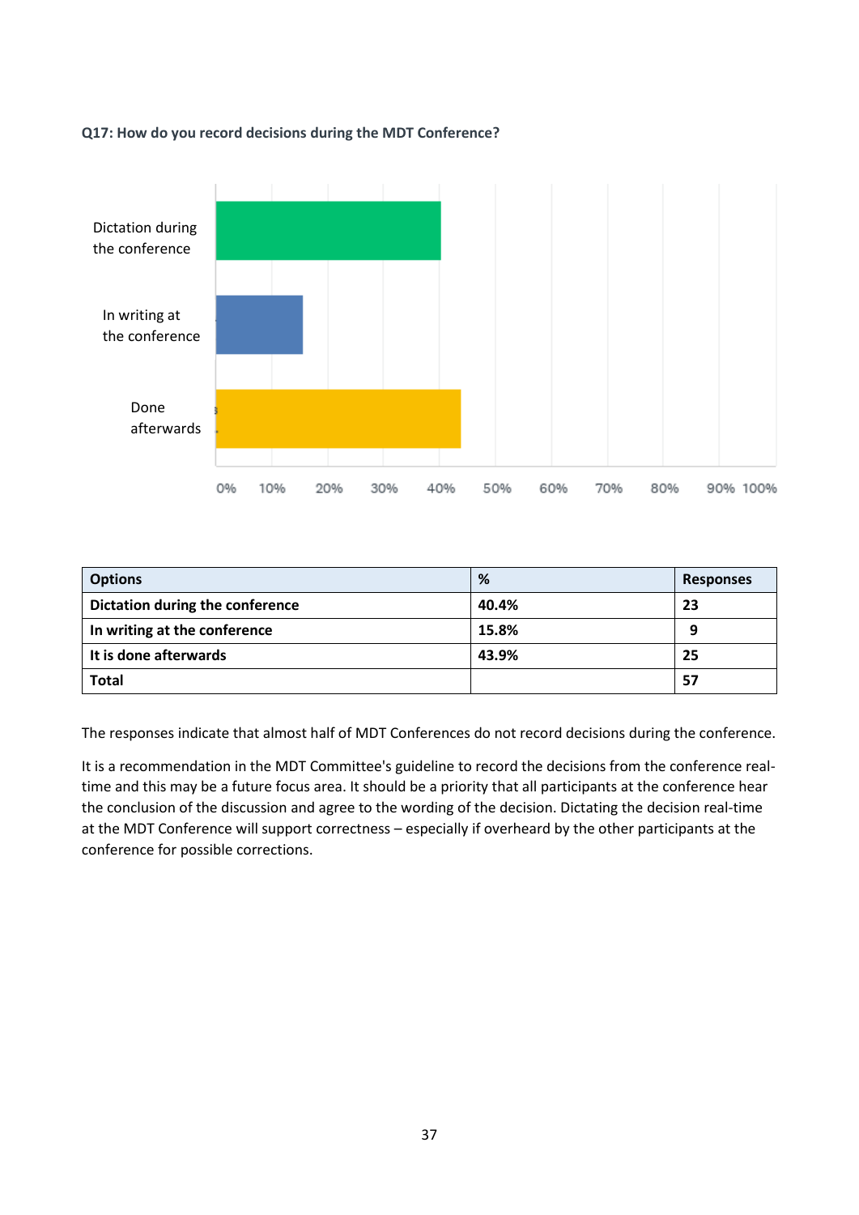**Q17: How do you record decisions during the MDT Conference?**

| Options | % | Responses |
|---|---|---|
| **Dictation during the conference** | **40.4%** | **23** |
| **In writing at the conference** | **15.8%** | **9** |
| **It is done afterwards** | **43.9%** | **25** |
| **Total** | | **57** |

The responses indicate that almost half of MDT Conferences do not record decisions during the conference.

It is a recommendation in the MDT Committee's guideline to record the decisions from the conference real-time and this may be a future focus area. It should be a priority that all participants at the conference hear the conclusion of the discussion and agree to the wording of the decision. Dictating the decision real-time at the MDT Conference will support correctness – especially if overheard by the other participants at the conference for possible corrections.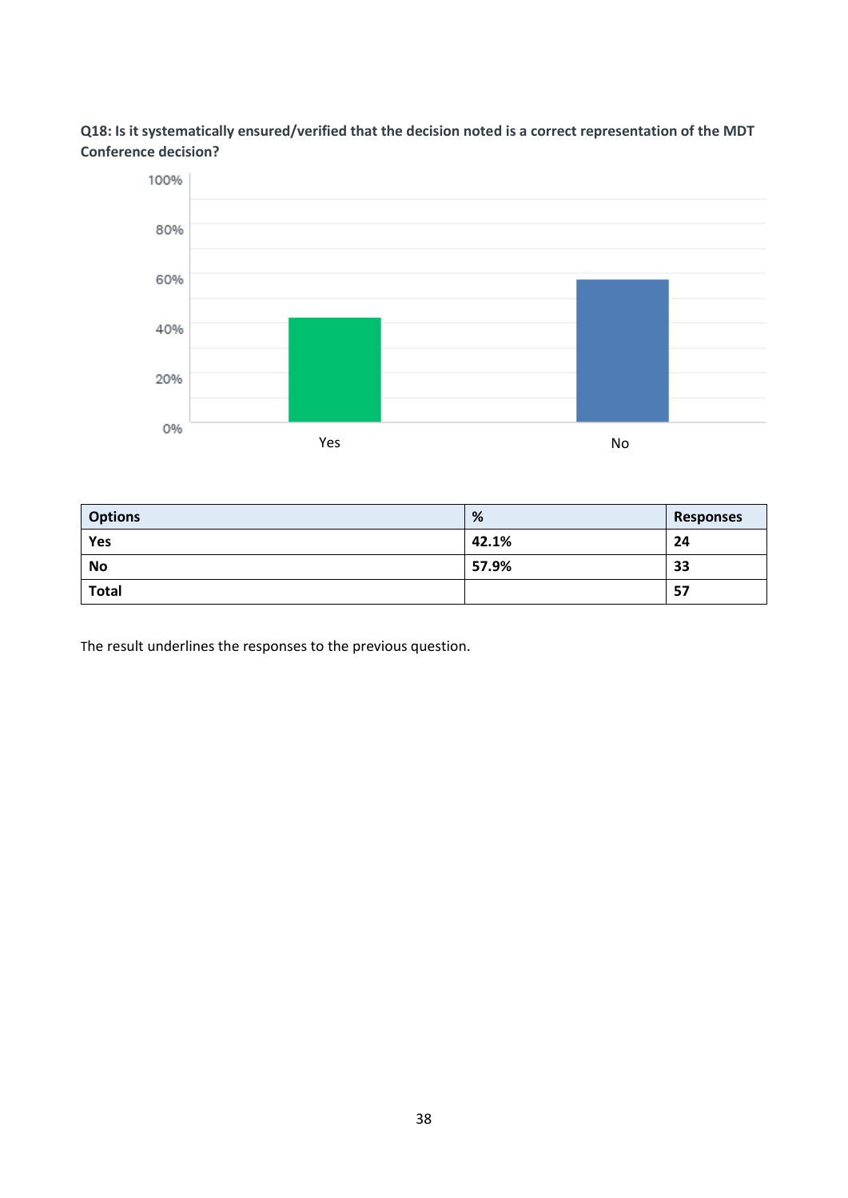**Q18: Is it systematically ensured/verified that the decision noted is a correct representation of the MDT Conference decision?**

| Options | % | Responses |
|---|---|---|
| Yes | 42.1% | 24 |
| No | 57.9% | 33 |
| Total | | 57 |

The result underlines the responses to the previous question.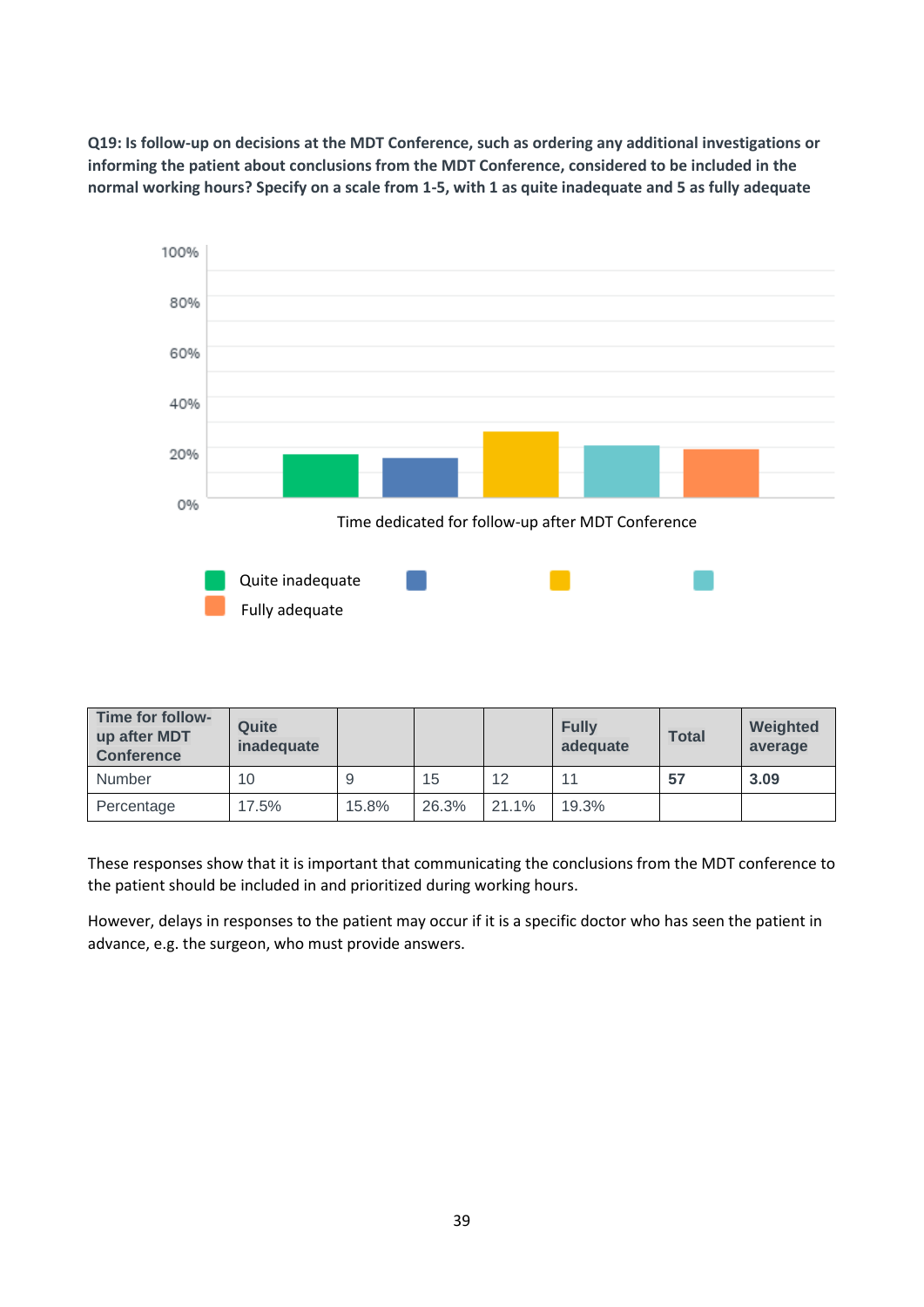**Q19: Is follow-up on decisions at the MDT Conference, such as ordering any additional investigations or informing the patient about conclusions from the MDT Conference, considered to be included in the normal working hours? Specify on a scale from 1-5, with 1 as quite inadequate and 5 as fully adequate**

| Time for follow-up after MDT Conference | Quite inadequate | | | | Fully adequate | Total | Weighted average |
|---|---|---|---|---|---|---|---|
| Number | 10 | 9 | 15 | 12 | 11 | **57** | **3.09** |
| Percentage | 17.5% | 15.8% | 26.3% | 21.1% | 19.3% | | |

These responses show that it is important that communicating the conclusions from the MDT conference to the patient should be included in and prioritized during working hours.

However, delays in responses to the patient may occur if it is a specific doctor who has seen the patient in advance, e.g. the surgeon, who must provide answers.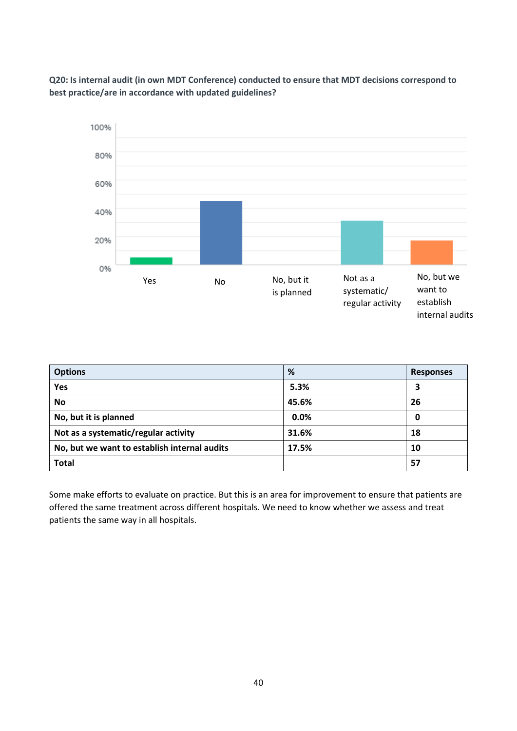**Q20: Is internal audit (in own MDT Conference) conducted to ensure that MDT decisions correspond to best practice/are in accordance with updated guidelines?**

| Options | % | Responses |
|---|---|---|
| Yes | 5.3% | 3 |
| No | 45.6% | 26 |
| No, but it is planned | 0.0% | 0 |
| Not as a systematic/regular activity | 31.6% | 18 |
| No, but we want to establish internal audits | 17.5% | 10 |
| Total | | 57 |

Some make efforts to evaluate on practice. But this is an area for improvement to ensure that patients are offered the same treatment across different hospitals. We need to know whether we assess and treat patients the same way in all hospitals.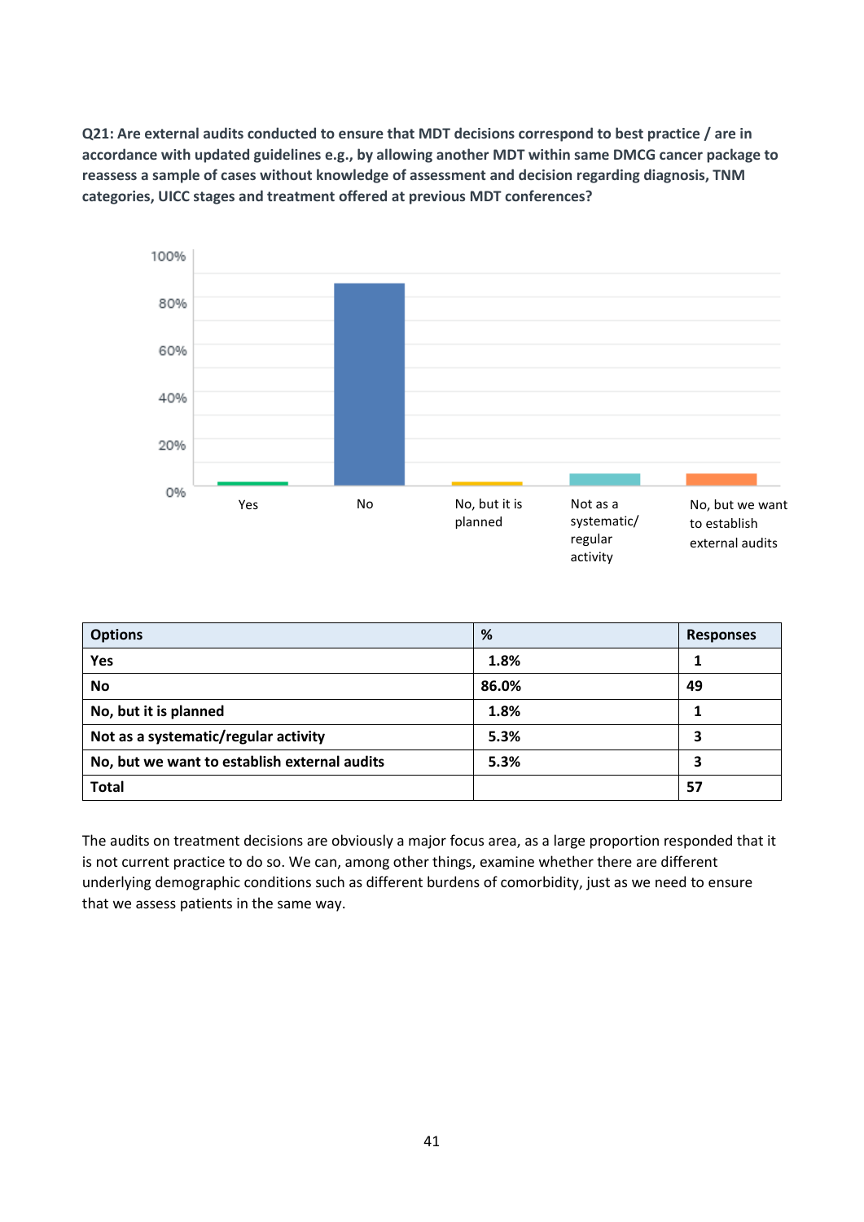**Q21: Are external audits conducted to ensure that MDT decisions correspond to best practice / are in accordance with updated guidelines e.g., by allowing another MDT within same DMCG cancer package to reassess a sample of cases without knowledge of assessment and decision regarding diagnosis, TNM categories, UICC stages and treatment offered at previous MDT conferences?**

| Options | % | Responses |
|---|---|---|
| **Yes** | **1.8%** | **1** |
| **No** | **86.0%** | **49** |
| **No, but it is planned** | **1.8%** | **1** |
| **Not as a systematic/regular activity** | **5.3%** | **3** |
| **No, but we want to establish external audits** | **5.3%** | **3** |
| **Total** | | **57** |

The audits on treatment decisions are obviously a major focus area, as a large proportion responded that it is not current practice to do so. We can, among other things, examine whether there are different underlying demographic conditions such as different burdens of comorbidity, just as we need to ensure that we assess patients in the same way.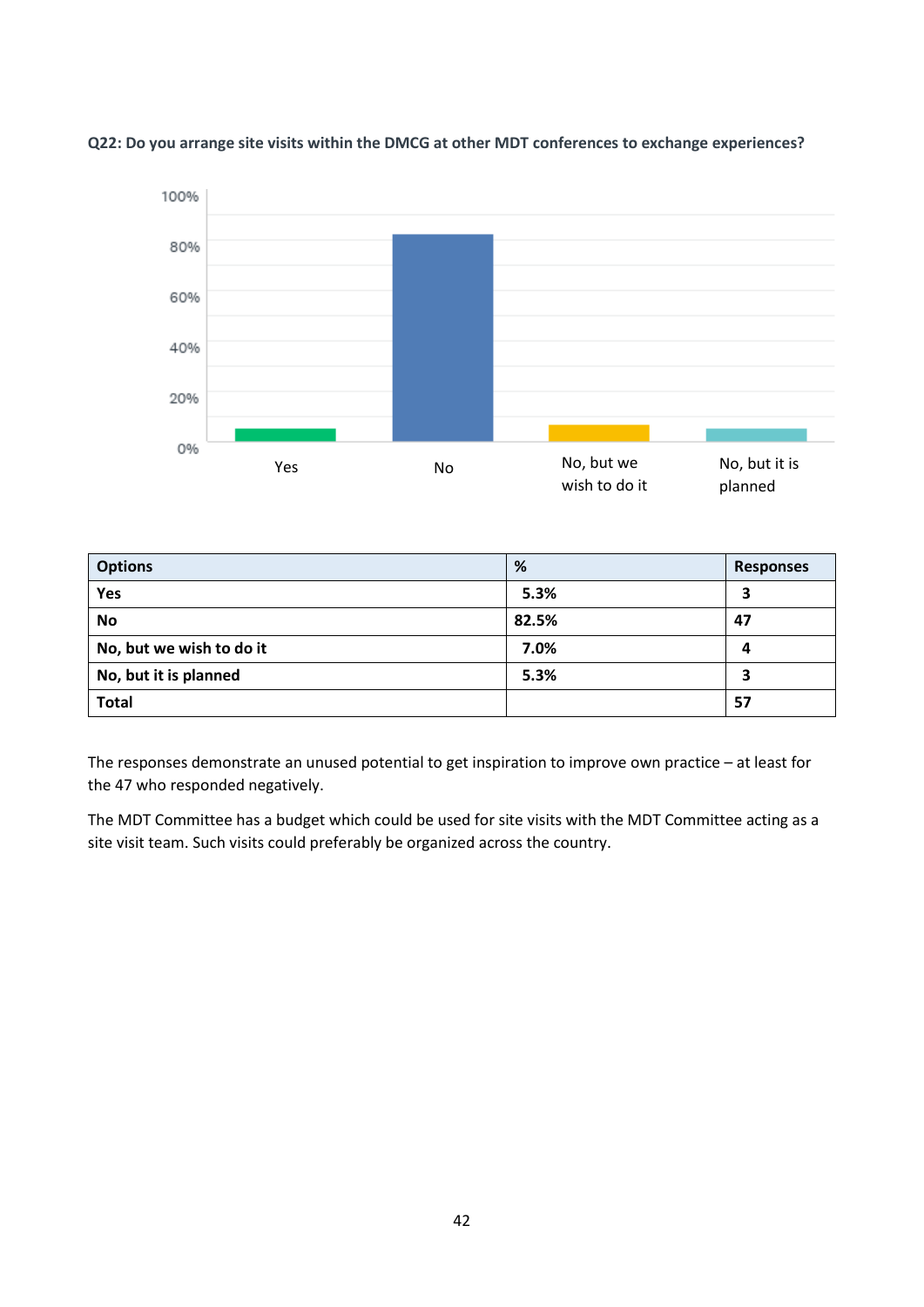**Q22: Do you arrange site visits within the DMCG at other MDT conferences to exchange experiences?**

| Options | % | Responses |
|---|---|---|
| Yes | 5.3% | 3 |
| No | 82.5% | 47 |
| No, but we wish to do it | 7.0% | 4 |
| No, but it is planned | 5.3% | 3 |
| Total | | 57 |

The responses demonstrate an unused potential to get inspiration to improve own practice – at least for the 47 who responded negatively.

The MDT Committee has a budget which could be used for site visits with the MDT Committee acting as a site visit team. Such visits could preferably be organized across the country.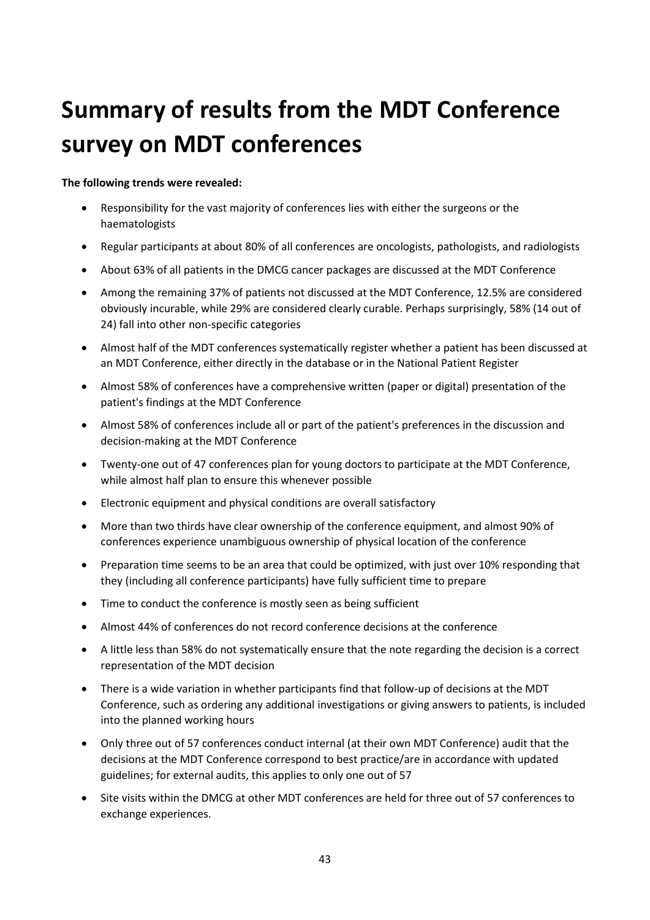# Summary of results from the MDT Conference survey on MDT conferences

**The following trends were revealed:**

- Responsibility for the vast majority of conferences lies with either the surgeons or the haematologists
- Regular participants at about 80% of all conferences are oncologists, pathologists, and radiologists
- About 63% of all patients in the DMCG cancer packages are discussed at the MDT Conference
- Among the remaining 37% of patients not discussed at the MDT Conference, 12.5% are considered obviously incurable, while 29% are considered clearly curable. Perhaps surprisingly, 58% (14 out of 24) fall into other non-specific categories
- Almost half of the MDT conferences systematically register whether a patient has been discussed at an MDT Conference, either directly in the database or in the National Patient Register
- Almost 58% of conferences have a comprehensive written (paper or digital) presentation of the patient's findings at the MDT Conference
- Almost 58% of conferences include all or part of the patient's preferences in the discussion and decision-making at the MDT Conference
- Twenty-one out of 47 conferences plan for young doctors to participate at the MDT Conference, while almost half plan to ensure this whenever possible
- Electronic equipment and physical conditions are overall satisfactory
- More than two thirds have clear ownership of the conference equipment, and almost 90% of conferences experience unambiguous ownership of physical location of the conference
- Preparation time seems to be an area that could be optimized, with just over 10% responding that they (including all conference participants) have fully sufficient time to prepare
- Time to conduct the conference is mostly seen as being sufficient
- Almost 44% of conferences do not record conference decisions at the conference
- A little less than 58% do not systematically ensure that the note regarding the decision is a correct representation of the MDT decision
- There is a wide variation in whether participants find that follow-up of decisions at the MDT Conference, such as ordering any additional investigations or giving answers to patients, is included into the planned working hours
- Only three out of 57 conferences conduct internal (at their own MDT Conference) audit that the decisions at the MDT Conference correspond to best practice/are in accordance with updated guidelines; for external audits, this applies to only one out of 57
- Site visits within the DMCG at other MDT conferences are held for three out of 57 conferences to exchange experiences.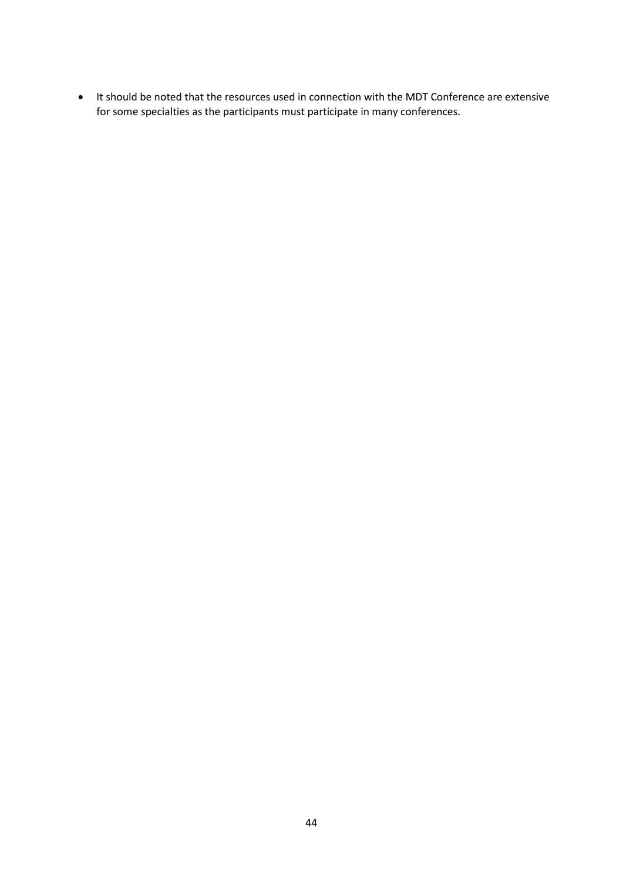- It should be noted that the resources used in connection with the MDT Conference are extensive for some specialties as the participants must participate in many conferences.